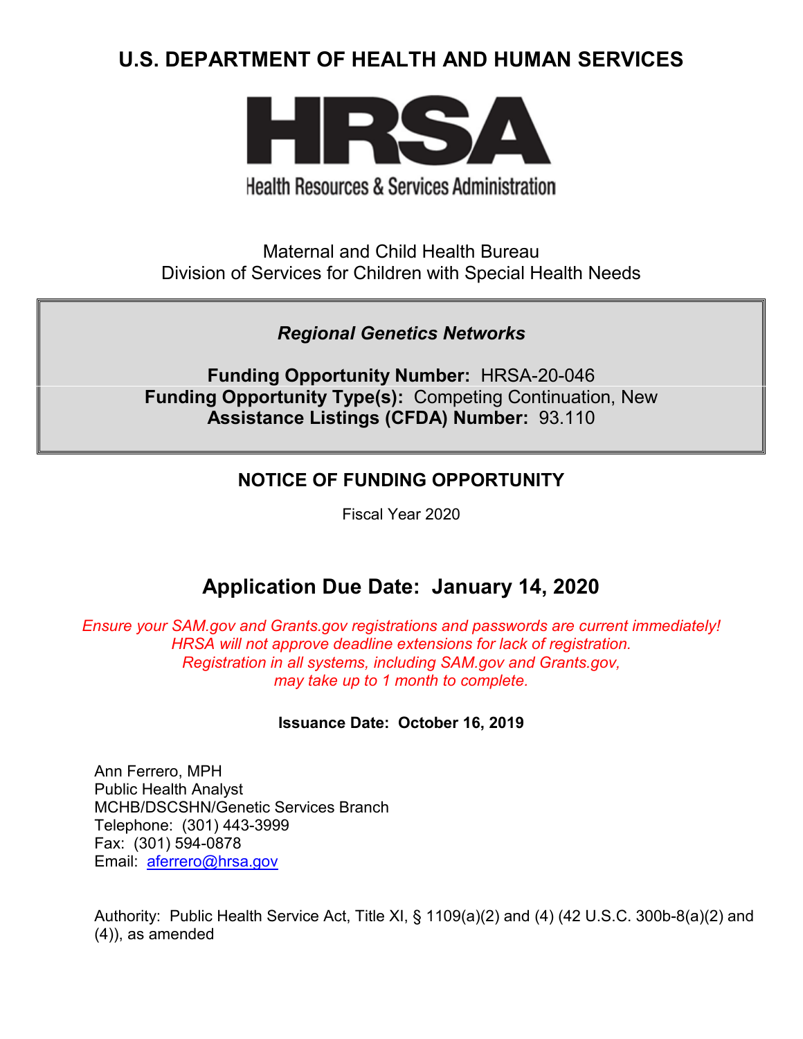# U.S. DEPARTMENT OF HEALTH AND HUMAN SERVICES

**HRSA**

Health Resources & Services Administration

Maternal and Child Health Bureau
Division of Services for Children with Special Health Needs

***Regional Genetics Networks***

**Funding Opportunity Number:** HRSA-20-046
**Funding Opportunity Type(s):** Competing Continuation, New
**Assistance Listings (CFDA) Number:** 93.110

## NOTICE OF FUNDING OPPORTUNITY

Fiscal Year 2020

## Application Due Date: January 14, 2020

*Ensure your SAM.gov and Grants.gov registrations and passwords are current immediately! HRSA will not approve deadline extensions for lack of registration. Registration in all systems, including SAM.gov and Grants.gov, may take up to 1 month to complete.*

**Issuance Date: October 16, 2019**

Ann Ferrero, MPH
Public Health Analyst
MCHB/DSCSHN/Genetic Services Branch
Telephone: (301) 443-3999
Fax: (301) 594-0878
Email: aferrero@hrsa.gov

Authority: Public Health Service Act, Title XI, § 1109(a)(2) and (4) (42 U.S.C. 300b-8(a)(2) and (4)), as amended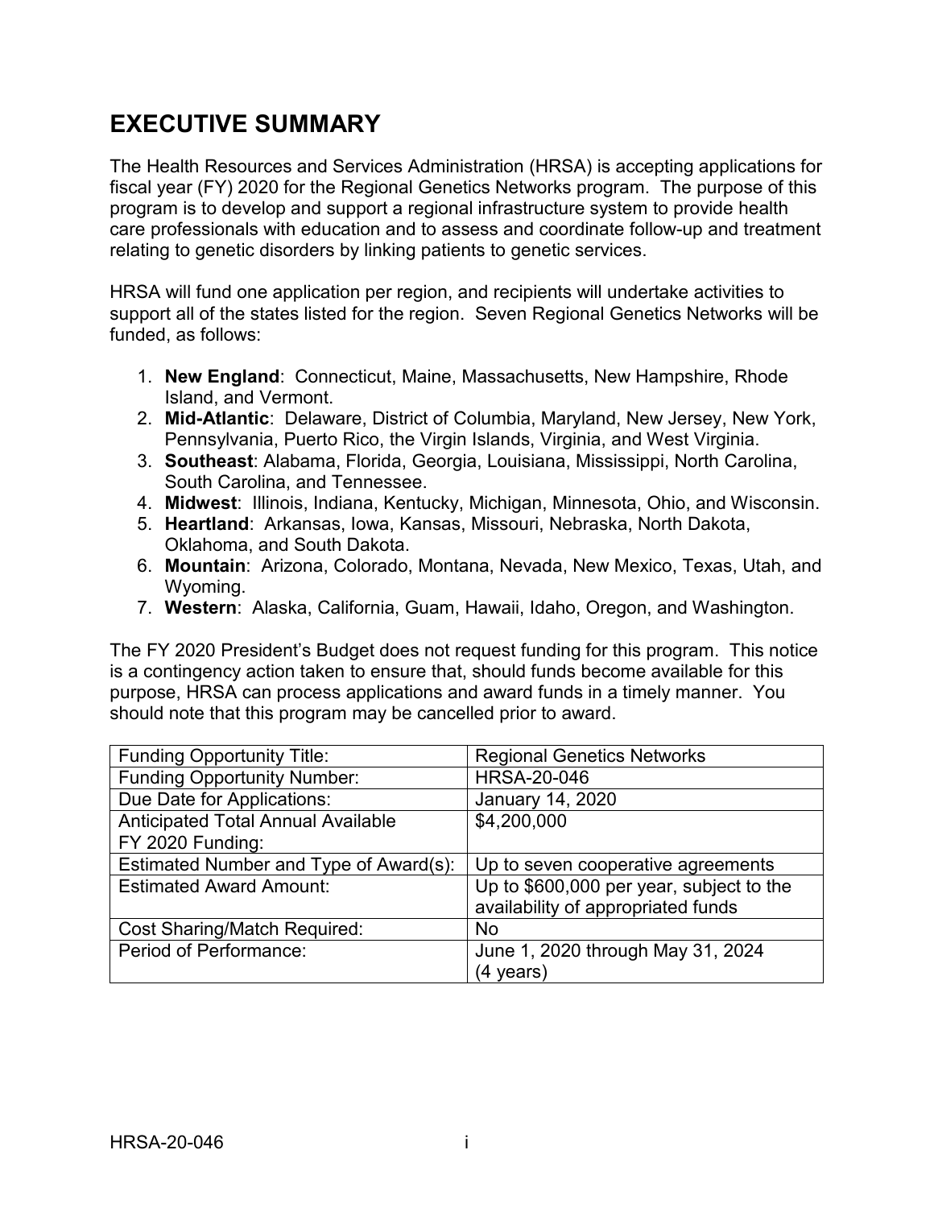# EXECUTIVE SUMMARY

The Health Resources and Services Administration (HRSA) is accepting applications for fiscal year (FY) 2020 for the Regional Genetics Networks program. The purpose of this program is to develop and support a regional infrastructure system to provide health care professionals with education and to assess and coordinate follow-up and treatment relating to genetic disorders by linking patients to genetic services.

HRSA will fund one application per region, and recipients will undertake activities to support all of the states listed for the region. Seven Regional Genetics Networks will be funded, as follows:

1. **New England**: Connecticut, Maine, Massachusetts, New Hampshire, Rhode Island, and Vermont.
2. **Mid-Atlantic**: Delaware, District of Columbia, Maryland, New Jersey, New York, Pennsylvania, Puerto Rico, the Virgin Islands, Virginia, and West Virginia.
3. **Southeast**: Alabama, Florida, Georgia, Louisiana, Mississippi, North Carolina, South Carolina, and Tennessee.
4. **Midwest**: Illinois, Indiana, Kentucky, Michigan, Minnesota, Ohio, and Wisconsin.
5. **Heartland**: Arkansas, Iowa, Kansas, Missouri, Nebraska, North Dakota, Oklahoma, and South Dakota.
6. **Mountain**: Arizona, Colorado, Montana, Nevada, New Mexico, Texas, Utah, and Wyoming.
7. **Western**: Alaska, California, Guam, Hawaii, Idaho, Oregon, and Washington.

The FY 2020 President's Budget does not request funding for this program. This notice is a contingency action taken to ensure that, should funds become available for this purpose, HRSA can process applications and award funds in a timely manner. You should note that this program may be cancelled prior to award.

| Funding Opportunity Title: | Regional Genetics Networks |
|---|---|
| Funding Opportunity Number: | HRSA-20-046 |
| Due Date for Applications: | January 14, 2020 |
| Anticipated Total Annual Available FY 2020 Funding: | $4,200,000 |
| Estimated Number and Type of Award(s): | Up to seven cooperative agreements |
| Estimated Award Amount: | Up to $600,000 per year, subject to the availability of appropriated funds |
| Cost Sharing/Match Required: | No |
| Period of Performance: | June 1, 2020 through May 31, 2024 (4 years) |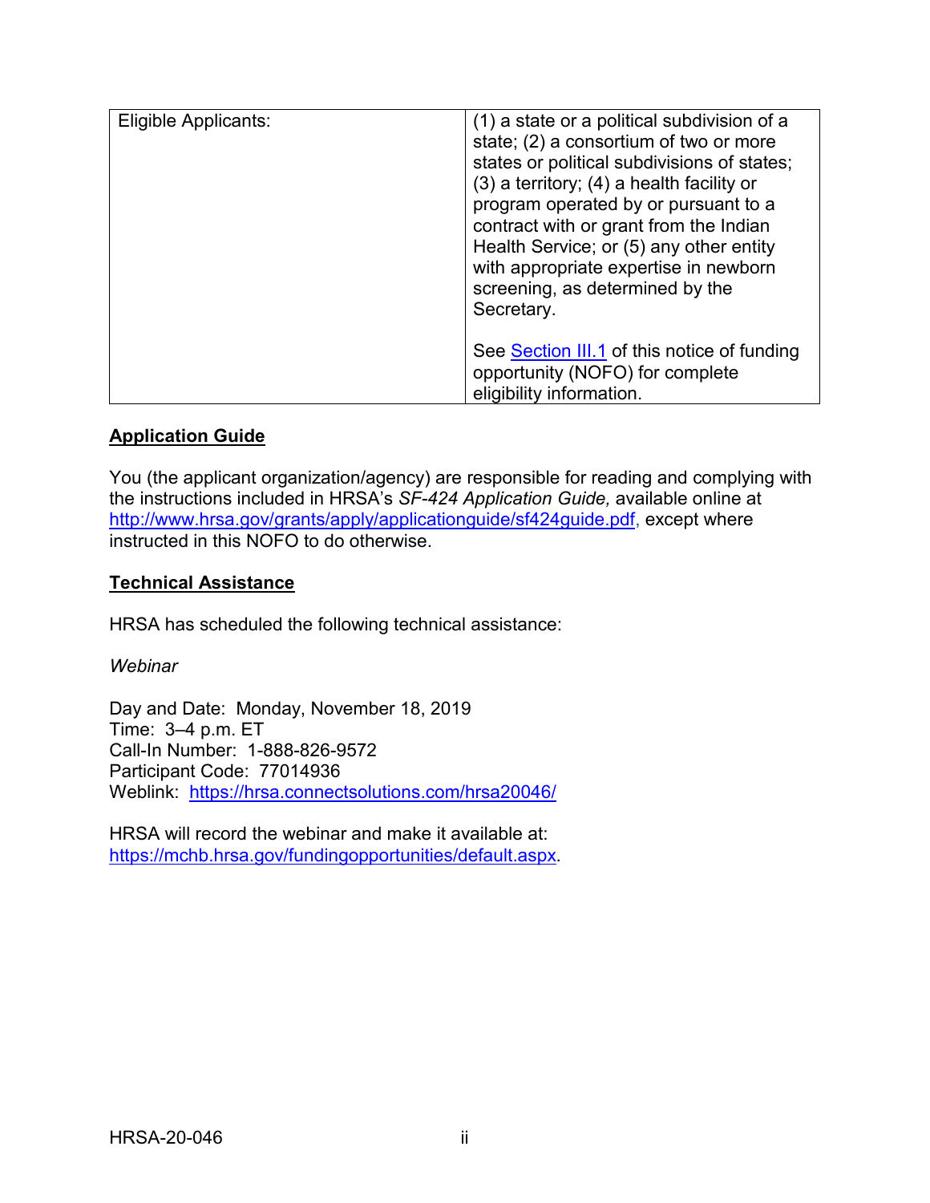| Eligible Applicants: | (1) a state or a political subdivision of a state; (2) a consortium of two or more states or political subdivisions of states; (3) a territory; (4) a health facility or program operated by or pursuant to a contract with or grant from the Indian Health Service; or (5) any other entity with appropriate expertise in newborn screening, as determined by the Secretary.<br><br>See Section III.1 of this notice of funding opportunity (NOFO) for complete eligibility information. |
|---|---|

## Application Guide

You (the applicant organization/agency) are responsible for reading and complying with the instructions included in HRSA's *SF-424 Application Guide,* available online at http://www.hrsa.gov/grants/apply/applicationguide/sf424guide.pdf, except where instructed in this NOFO to do otherwise.

## Technical Assistance

HRSA has scheduled the following technical assistance:

*Webinar*

Day and Date: Monday, November 18, 2019
Time: 3–4 p.m. ET
Call-In Number: 1-888-826-9572
Participant Code: 77014936
Weblink: https://hrsa.connectsolutions.com/hrsa20046/

HRSA will record the webinar and make it available at:
https://mchb.hrsa.gov/fundingopportunities/default.aspx.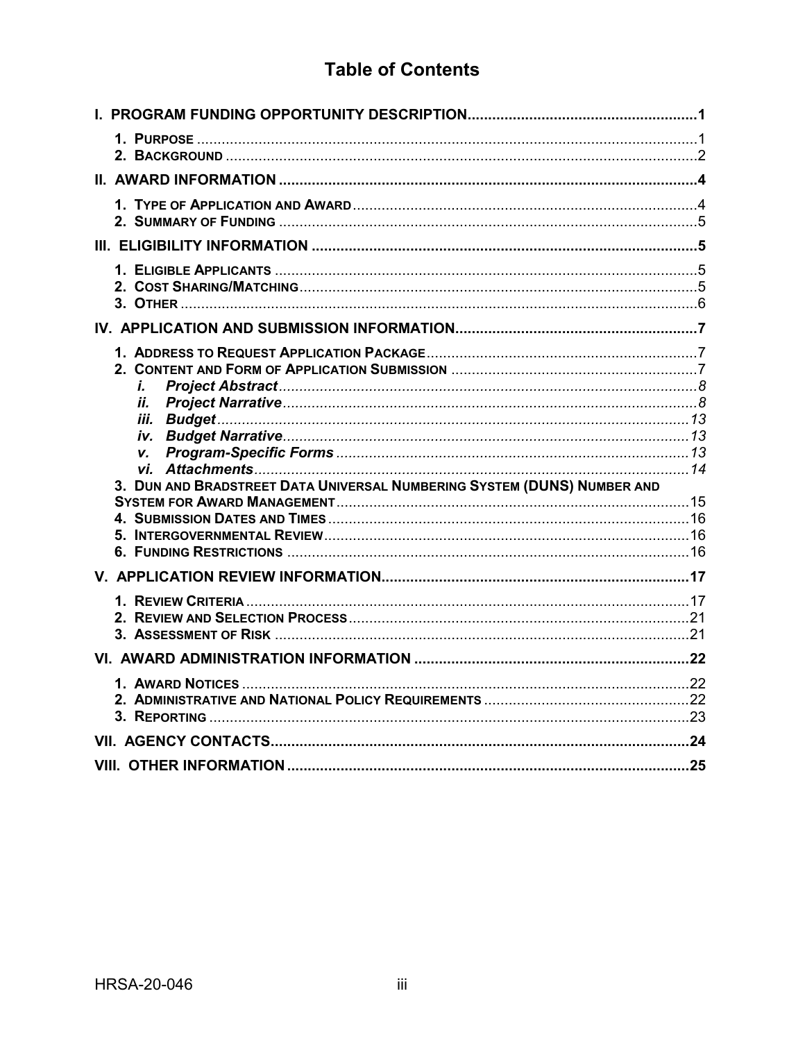# Table of Contents

**I. PROGRAM FUNDING OPPORTUNITY DESCRIPTION....................................................... 1**

1. PURPOSE ........................................................................................................... 1
2. BACKGROUND .................................................................................................... 2

**II. AWARD INFORMATION ....................................................................................... 4**

1. TYPE OF APPLICATION AND AWARD .................................................................... 4
2. SUMMARY OF FUNDING ...................................................................................... 5

**III. ELIGIBILITY INFORMATION ............................................................................... 5**

1. ELIGIBLE APPLICANTS ........................................................................................ 5
2. COST SHARING/MATCHING .................................................................................. 5
3. OTHER ............................................................................................................... 6

**IV. APPLICATION AND SUBMISSION INFORMATION............................................... 7**

1. ADDRESS TO REQUEST APPLICATION PACKAGE .................................................. 7
2. CONTENT AND FORM OF APPLICATION SUBMISSION ............................................ 7
   - *i. Project Abstract* ......................................................................................... 8
   - *ii. Project Narrative* ........................................................................................ 8
   - *iii. Budget* ...................................................................................................... 13
   - *iv. Budget Narrative* ....................................................................................... 13
   - *v. Program-Specific Forms* ............................................................................ 13
   - *vi. Attachments* .............................................................................................. 14
3. DUN AND BRADSTREET DATA UNIVERSAL NUMBERING SYSTEM (DUNS) NUMBER AND SYSTEM FOR AWARD MANAGEMENT ...................................................................... 15
4. SUBMISSION DATES AND TIMES ........................................................................ 16
5. INTERGOVERNMENTAL REVIEW ......................................................................... 16
6. FUNDING RESTRICTIONS .................................................................................. 16

**V. APPLICATION REVIEW INFORMATION............................................................ 17**

1. REVIEW CRITERIA ............................................................................................ 17
2. REVIEW AND SELECTION PROCESS ................................................................... 21
3. ASSESSMENT OF RISK ..................................................................................... 21

**VI. AWARD ADMINISTRATION INFORMATION ...................................................... 22**

1. AWARD NOTICES ............................................................................................. 22
2. ADMINISTRATIVE AND NATIONAL POLICY REQUIREMENTS .................................. 22
3. REPORTING ..................................................................................................... 23

**VII. AGENCY CONTACTS...................................................................................... 24**

**VIII. OTHER INFORMATION ................................................................................... 25**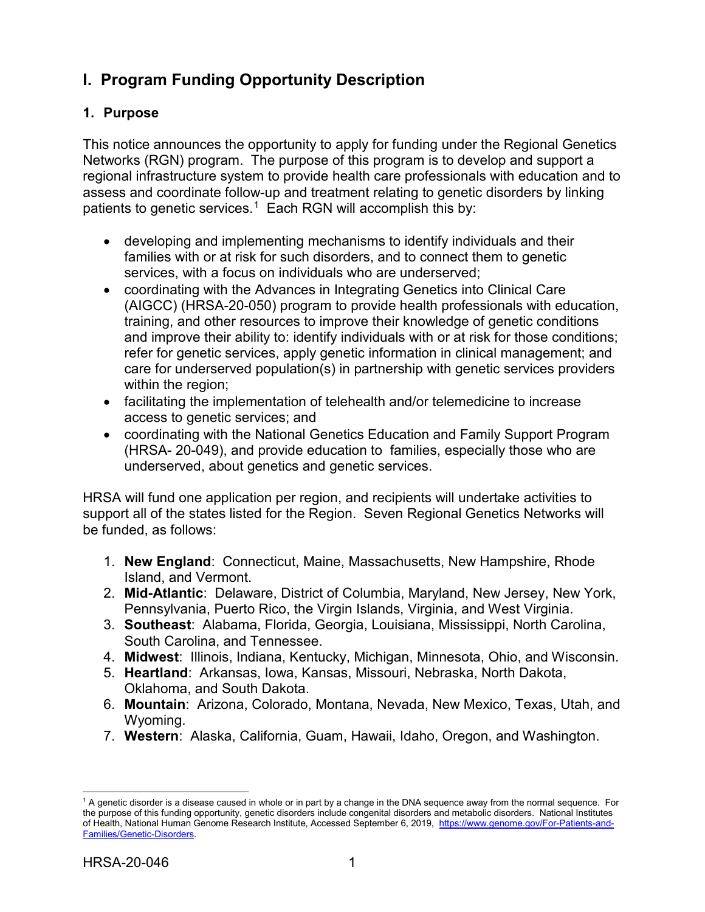# I. Program Funding Opportunity Description

## 1. Purpose

This notice announces the opportunity to apply for funding under the Regional Genetics Networks (RGN) program. The purpose of this program is to develop and support a regional infrastructure system to provide health care professionals with education and to assess and coordinate follow-up and treatment relating to genetic disorders by linking patients to genetic services.[1] Each RGN will accomplish this by:

- developing and implementing mechanisms to identify individuals and their families with or at risk for such disorders, and to connect them to genetic services, with a focus on individuals who are underserved;
- coordinating with the Advances in Integrating Genetics into Clinical Care (AIGCC) (HRSA-20-050) program to provide health professionals with education, training, and other resources to improve their knowledge of genetic conditions and improve their ability to: identify individuals with or at risk for those conditions; refer for genetic services, apply genetic information in clinical management; and care for underserved population(s) in partnership with genetic services providers within the region;
- facilitating the implementation of telehealth and/or telemedicine to increase access to genetic services; and
- coordinating with the National Genetics Education and Family Support Program (HRSA- 20-049), and provide education to families, especially those who are underserved, about genetics and genetic services.

HRSA will fund one application per region, and recipients will undertake activities to support all of the states listed for the Region. Seven Regional Genetics Networks will be funded, as follows:

1. **New England**: Connecticut, Maine, Massachusetts, New Hampshire, Rhode Island, and Vermont.
2. **Mid-Atlantic**: Delaware, District of Columbia, Maryland, New Jersey, New York, Pennsylvania, Puerto Rico, the Virgin Islands, Virginia, and West Virginia.
3. **Southeast**: Alabama, Florida, Georgia, Louisiana, Mississippi, North Carolina, South Carolina, and Tennessee.
4. **Midwest**: Illinois, Indiana, Kentucky, Michigan, Minnesota, Ohio, and Wisconsin.
5. **Heartland**: Arkansas, Iowa, Kansas, Missouri, Nebraska, North Dakota, Oklahoma, and South Dakota.
6. **Mountain**: Arizona, Colorado, Montana, Nevada, New Mexico, Texas, Utah, and Wyoming.
7. **Western**: Alaska, California, Guam, Hawaii, Idaho, Oregon, and Washington.

---

[1] A genetic disorder is a disease caused in whole or in part by a change in the DNA sequence away from the normal sequence. For the purpose of this funding opportunity, genetic disorders include congenital disorders and metabolic disorders. National Institutes of Health, National Human Genome Research Institute, Accessed September 6, 2019, https://www.genome.gov/For-Patients-and-Families/Genetic-Disorders.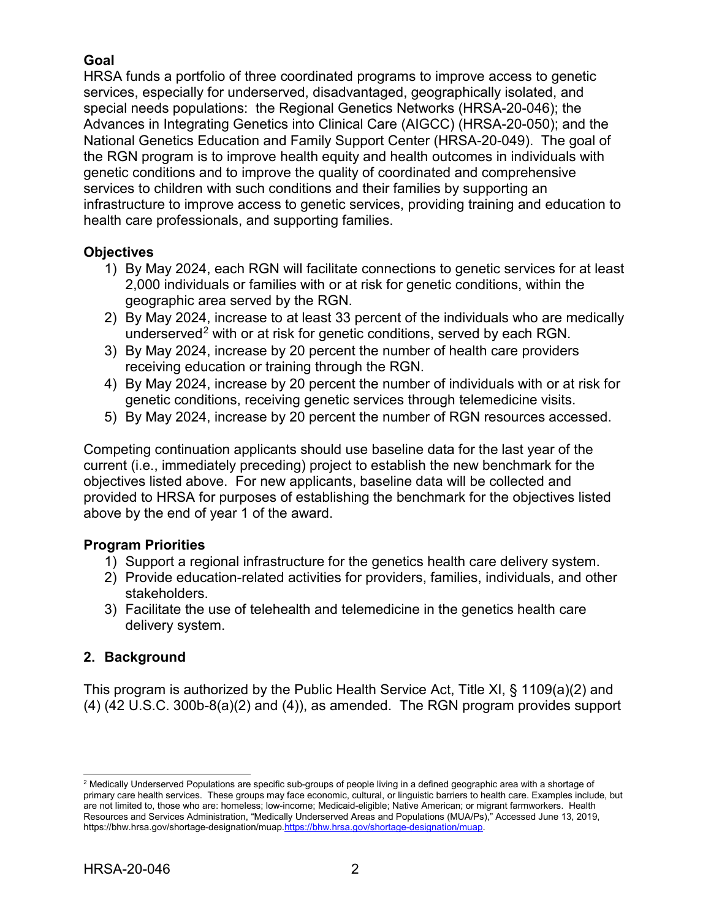**Goal**

HRSA funds a portfolio of three coordinated programs to improve access to genetic services, especially for underserved, disadvantaged, geographically isolated, and special needs populations: the Regional Genetics Networks (HRSA-20-046); the Advances in Integrating Genetics into Clinical Care (AIGCC) (HRSA-20-050); and the National Genetics Education and Family Support Center (HRSA-20-049). The goal of the RGN program is to improve health equity and health outcomes in individuals with genetic conditions and to improve the quality of coordinated and comprehensive services to children with such conditions and their families by supporting an infrastructure to improve access to genetic services, providing training and education to health care professionals, and supporting families.

**Objectives**

1) By May 2024, each RGN will facilitate connections to genetic services for at least 2,000 individuals or families with or at risk for genetic conditions, within the geographic area served by the RGN.
2) By May 2024, increase to at least 33 percent of the individuals who are medically underserved[2] with or at risk for genetic conditions, served by each RGN.
3) By May 2024, increase by 20 percent the number of health care providers receiving education or training through the RGN.
4) By May 2024, increase by 20 percent the number of individuals with or at risk for genetic conditions, receiving genetic services through telemedicine visits.
5) By May 2024, increase by 20 percent the number of RGN resources accessed.

Competing continuation applicants should use baseline data for the last year of the current (i.e., immediately preceding) project to establish the new benchmark for the objectives listed above. For new applicants, baseline data will be collected and provided to HRSA for purposes of establishing the benchmark for the objectives listed above by the end of year 1 of the award.

**Program Priorities**

1) Support a regional infrastructure for the genetics health care delivery system.
2) Provide education-related activities for providers, families, individuals, and other stakeholders.
3) Facilitate the use of telehealth and telemedicine in the genetics health care delivery system.

## 2. Background

This program is authorized by the Public Health Service Act, Title XI, § 1109(a)(2) and (4) (42 U.S.C. 300b-8(a)(2) and (4)), as amended. The RGN program provides support

---

[2] Medically Underserved Populations are specific sub-groups of people living in a defined geographic area with a shortage of primary care health services. These groups may face economic, cultural, or linguistic barriers to health care. Examples include, but are not limited to, those who are: homeless; low-income; Medicaid-eligible; Native American; or migrant farmworkers. Health Resources and Services Administration, "Medically Underserved Areas and Populations (MUA/Ps)," Accessed June 13, 2019, https://bhw.hrsa.gov/shortage-designation/muap.https://bhw.hrsa.gov/shortage-designation/muap.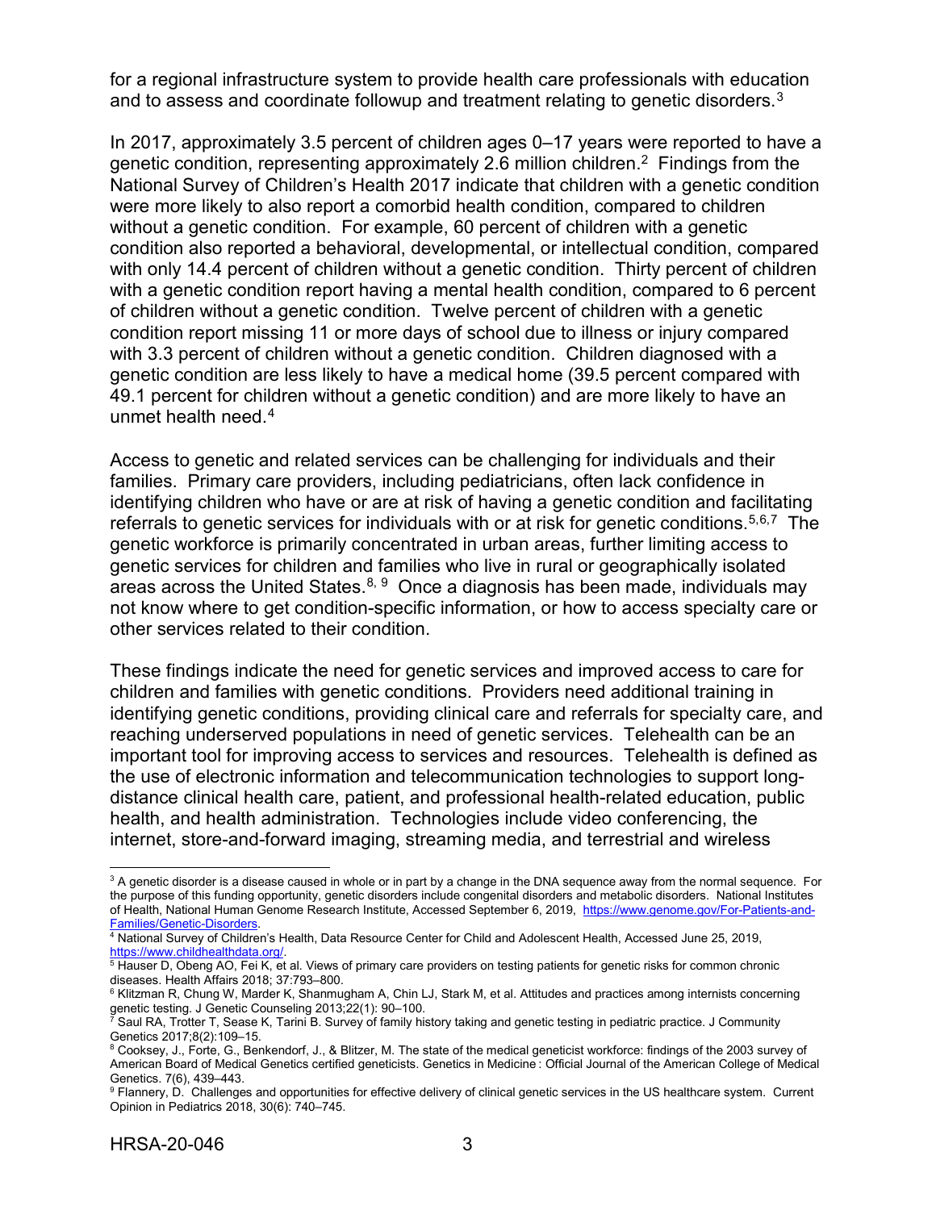for a regional infrastructure system to provide health care professionals with education and to assess and coordinate followup and treatment relating to genetic disorders.[3]

In 2017, approximately 3.5 percent of children ages 0–17 years were reported to have a genetic condition, representing approximately 2.6 million children.[2] Findings from the National Survey of Children's Health 2017 indicate that children with a genetic condition were more likely to also report a comorbid health condition, compared to children without a genetic condition. For example, 60 percent of children with a genetic condition also reported a behavioral, developmental, or intellectual condition, compared with only 14.4 percent of children without a genetic condition. Thirty percent of children with a genetic condition report having a mental health condition, compared to 6 percent of children without a genetic condition. Twelve percent of children with a genetic condition report missing 11 or more days of school due to illness or injury compared with 3.3 percent of children without a genetic condition. Children diagnosed with a genetic condition are less likely to have a medical home (39.5 percent compared with 49.1 percent for children without a genetic condition) and are more likely to have an unmet health need.[4]

Access to genetic and related services can be challenging for individuals and their families. Primary care providers, including pediatricians, often lack confidence in identifying children who have or are at risk of having a genetic condition and facilitating referrals to genetic services for individuals with or at risk for genetic conditions.[5,6,7] The genetic workforce is primarily concentrated in urban areas, further limiting access to genetic services for children and families who live in rural or geographically isolated areas across the United States.[8,9] Once a diagnosis has been made, individuals may not know where to get condition-specific information, or how to access specialty care or other services related to their condition.

These findings indicate the need for genetic services and improved access to care for children and families with genetic conditions. Providers need additional training in identifying genetic conditions, providing clinical care and referrals for specialty care, and reaching underserved populations in need of genetic services. Telehealth can be an important tool for improving access to services and resources. Telehealth is defined as the use of electronic information and telecommunication technologies to support long-distance clinical health care, patient, and professional health-related education, public health, and health administration. Technologies include video conferencing, the internet, store-and-forward imaging, streaming media, and terrestrial and wireless

---

[3] A genetic disorder is a disease caused in whole or in part by a change in the DNA sequence away from the normal sequence. For the purpose of this funding opportunity, genetic disorders include congenital disorders and metabolic disorders. National Institutes of Health, National Human Genome Research Institute, Accessed September 6, 2019, https://www.genome.gov/For-Patients-and-Families/Genetic-Disorders.

[4] National Survey of Children's Health, Data Resource Center for Child and Adolescent Health, Accessed June 25, 2019, https://www.childhealthdata.org/.

[5] Hauser D, Obeng AO, Fei K, et al. Views of primary care providers on testing patients for genetic risks for common chronic diseases. Health Affairs 2018; 37:793–800.

[6] Klitzman R, Chung W, Marder K, Shanmugham A, Chin LJ, Stark M, et al. Attitudes and practices among internists concerning genetic testing. J Genetic Counseling 2013;22(1): 90–100.

[7] Saul RA, Trotter T, Sease K, Tarini B. Survey of family history taking and genetic testing in pediatric practice. J Community Genetics 2017;8(2):109–15.

[8] Cooksey, J., Forte, G., Benkendorf, J., & Blitzer, M. The state of the medical geneticist workforce: findings of the 2003 survey of American Board of Medical Genetics certified geneticists. Genetics in Medicine : Official Journal of the American College of Medical Genetics. 7(6), 439–443.

[9] Flannery, D. Challenges and opportunities for effective delivery of clinical genetic services in the US healthcare system. Current Opinion in Pediatrics 2018, 30(6): 740–745.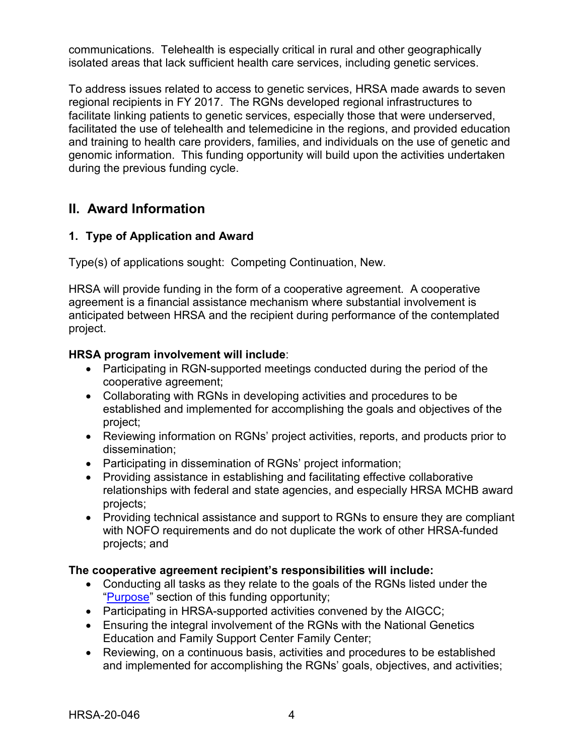communications. Telehealth is especially critical in rural and other geographically isolated areas that lack sufficient health care services, including genetic services.

To address issues related to access to genetic services, HRSA made awards to seven regional recipients in FY 2017. The RGNs developed regional infrastructures to facilitate linking patients to genetic services, especially those that were underserved, facilitated the use of telehealth and telemedicine in the regions, and provided education and training to health care providers, families, and individuals on the use of genetic and genomic information. This funding opportunity will build upon the activities undertaken during the previous funding cycle.

## II. Award Information

### 1. Type of Application and Award

Type(s) of applications sought: Competing Continuation, New.

HRSA will provide funding in the form of a cooperative agreement. A cooperative agreement is a financial assistance mechanism where substantial involvement is anticipated between HRSA and the recipient during performance of the contemplated project.

**HRSA program involvement will include**:

- Participating in RGN-supported meetings conducted during the period of the cooperative agreement;
- Collaborating with RGNs in developing activities and procedures to be established and implemented for accomplishing the goals and objectives of the project;
- Reviewing information on RGNs' project activities, reports, and products prior to dissemination;
- Participating in dissemination of RGNs' project information;
- Providing assistance in establishing and facilitating effective collaborative relationships with federal and state agencies, and especially HRSA MCHB award projects;
- Providing technical assistance and support to RGNs to ensure they are compliant with NOFO requirements and do not duplicate the work of other HRSA-funded projects; and

**The cooperative agreement recipient's responsibilities will include:**

- Conducting all tasks as they relate to the goals of the RGNs listed under the "Purpose" section of this funding opportunity;
- Participating in HRSA-supported activities convened by the AIGCC;
- Ensuring the integral involvement of the RGNs with the National Genetics Education and Family Support Center Family Center;
- Reviewing, on a continuous basis, activities and procedures to be established and implemented for accomplishing the RGNs' goals, objectives, and activities;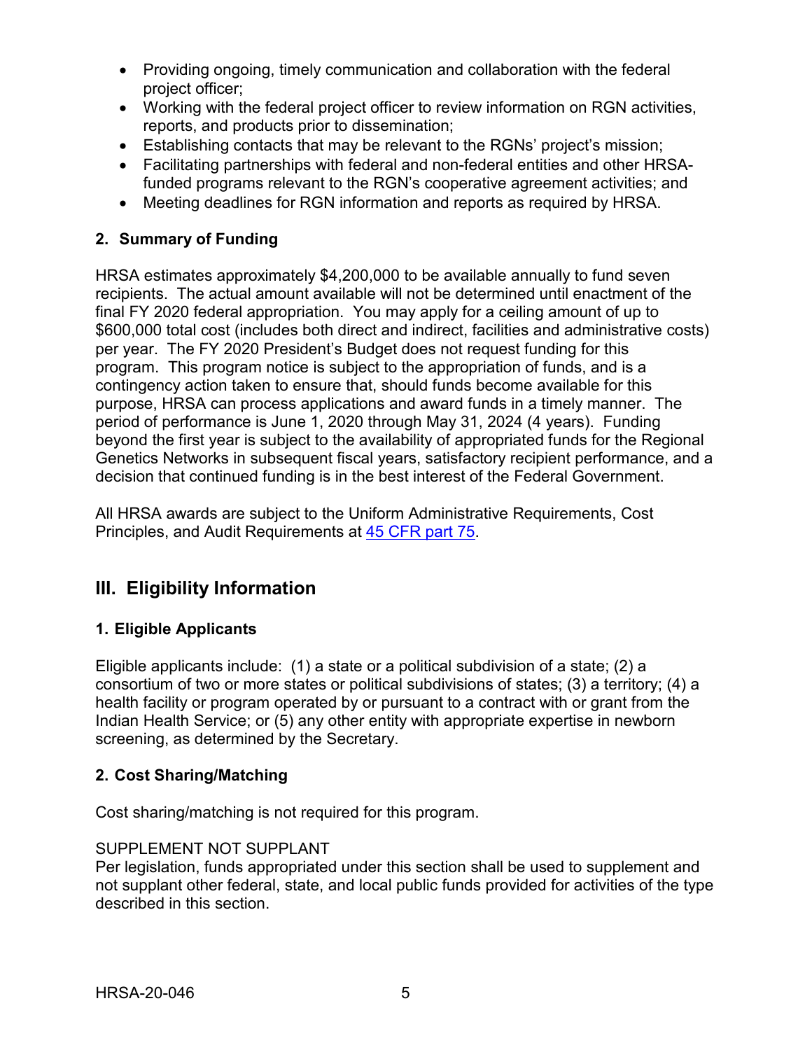- Providing ongoing, timely communication and collaboration with the federal project officer;
- Working with the federal project officer to review information on RGN activities, reports, and products prior to dissemination;
- Establishing contacts that may be relevant to the RGNs' project's mission;
- Facilitating partnerships with federal and non-federal entities and other HRSA-funded programs relevant to the RGN's cooperative agreement activities; and
- Meeting deadlines for RGN information and reports as required by HRSA.

### 2. Summary of Funding

HRSA estimates approximately $4,200,000 to be available annually to fund seven recipients. The actual amount available will not be determined until enactment of the final FY 2020 federal appropriation. You may apply for a ceiling amount of up to $600,000 total cost (includes both direct and indirect, facilities and administrative costs) per year. The FY 2020 President's Budget does not request funding for this program. This program notice is subject to the appropriation of funds, and is a contingency action taken to ensure that, should funds become available for this purpose, HRSA can process applications and award funds in a timely manner. The period of performance is June 1, 2020 through May 31, 2024 (4 years). Funding beyond the first year is subject to the availability of appropriated funds for the Regional Genetics Networks in subsequent fiscal years, satisfactory recipient performance, and a decision that continued funding is in the best interest of the Federal Government.

All HRSA awards are subject to the Uniform Administrative Requirements, Cost Principles, and Audit Requirements at [45 CFR part 75](45 CFR part 75).

## III. Eligibility Information

### 1. Eligible Applicants

Eligible applicants include: (1) a state or a political subdivision of a state; (2) a consortium of two or more states or political subdivisions of states; (3) a territory; (4) a health facility or program operated by or pursuant to a contract with or grant from the Indian Health Service; or (5) any other entity with appropriate expertise in newborn screening, as determined by the Secretary.

### 2. Cost Sharing/Matching

Cost sharing/matching is not required for this program.

SUPPLEMENT NOT SUPPLANT
Per legislation, funds appropriated under this section shall be used to supplement and not supplant other federal, state, and local public funds provided for activities of the type described in this section.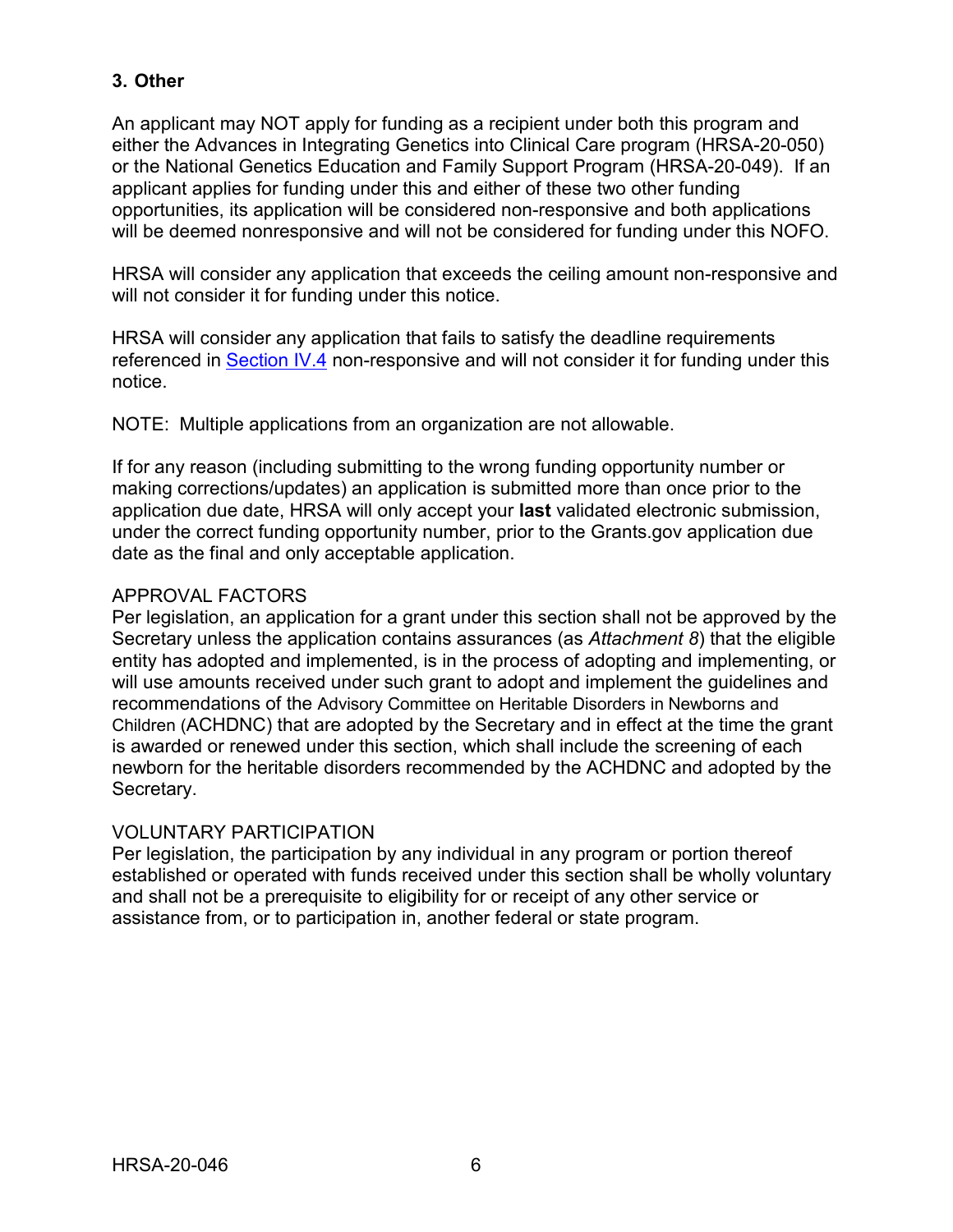### 3. Other

An applicant may NOT apply for funding as a recipient under both this program and either the Advances in Integrating Genetics into Clinical Care program (HRSA-20-050) or the National Genetics Education and Family Support Program (HRSA-20-049). If an applicant applies for funding under this and either of these two other funding opportunities, its application will be considered non-responsive and both applications will be deemed nonresponsive and will not be considered for funding under this NOFO.

HRSA will consider any application that exceeds the ceiling amount non-responsive and will not consider it for funding under this notice.

HRSA will consider any application that fails to satisfy the deadline requirements referenced in [Section IV.4](#) non-responsive and will not consider it for funding under this notice.

NOTE: Multiple applications from an organization are not allowable.

If for any reason (including submitting to the wrong funding opportunity number or making corrections/updates) an application is submitted more than once prior to the application due date, HRSA will only accept your **last** validated electronic submission, under the correct funding opportunity number, prior to the Grants.gov application due date as the final and only acceptable application.

APPROVAL FACTORS
Per legislation, an application for a grant under this section shall not be approved by the Secretary unless the application contains assurances (as *Attachment 8*) that the eligible entity has adopted and implemented, is in the process of adopting and implementing, or will use amounts received under such grant to adopt and implement the guidelines and recommendations of the Advisory Committee on Heritable Disorders in Newborns and Children (ACHDNC) that are adopted by the Secretary and in effect at the time the grant is awarded or renewed under this section, which shall include the screening of each newborn for the heritable disorders recommended by the ACHDNC and adopted by the Secretary.

VOLUNTARY PARTICIPATION
Per legislation, the participation by any individual in any program or portion thereof established or operated with funds received under this section shall be wholly voluntary and shall not be a prerequisite to eligibility for or receipt of any other service or assistance from, or to participation in, another federal or state program.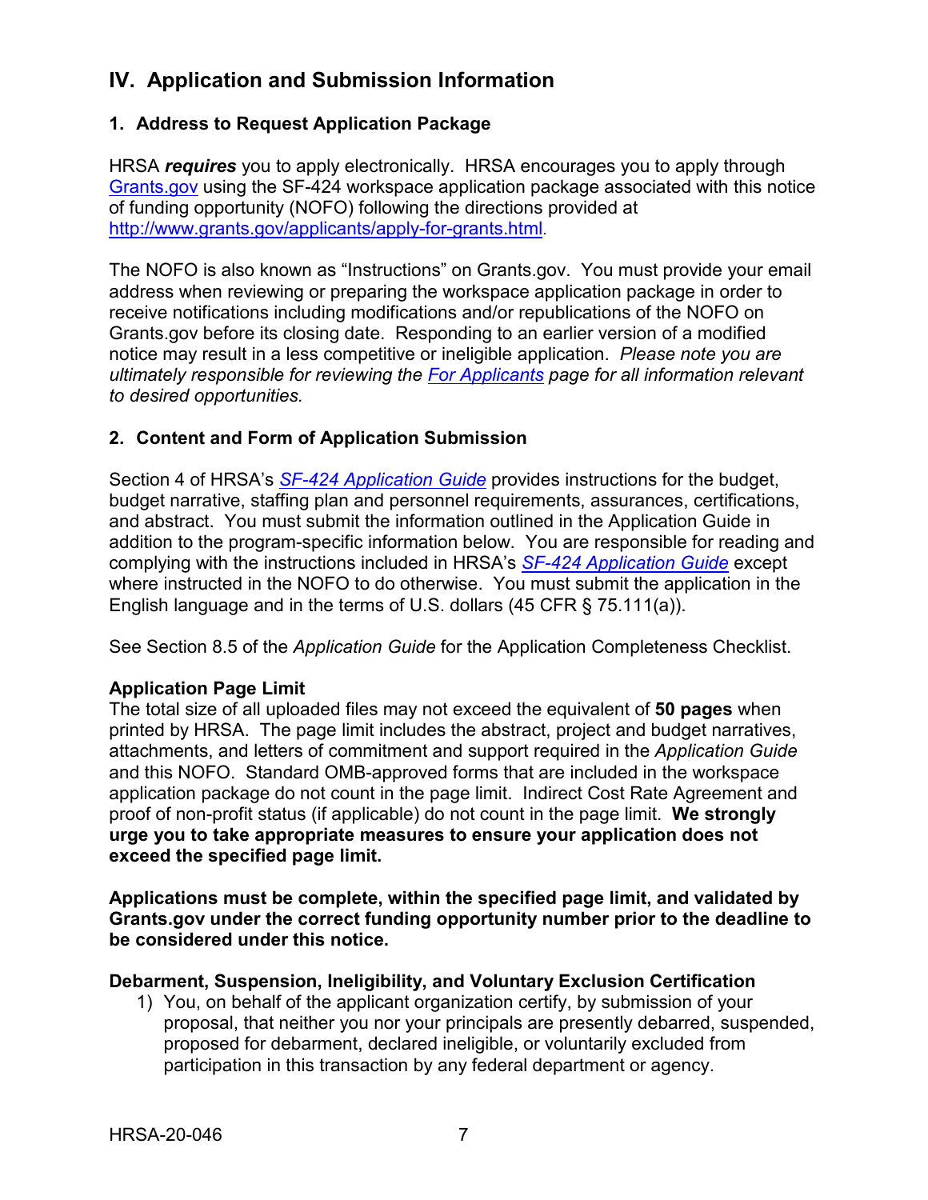## IV. Application and Submission Information

### 1. Address to Request Application Package

HRSA ***requires*** you to apply electronically. HRSA encourages you to apply through [Grants.gov](http://www.grants.gov/) using the SF-424 workspace application package associated with this notice of funding opportunity (NOFO) following the directions provided at [http://www.grants.gov/applicants/apply-for-grants.html](http://www.grants.gov/applicants/apply-for-grants.html).

The NOFO is also known as "Instructions" on Grants.gov. You must provide your email address when reviewing or preparing the workspace application package in order to receive notifications including modifications and/or republications of the NOFO on Grants.gov before its closing date. Responding to an earlier version of a modified notice may result in a less competitive or ineligible application. *Please note you are ultimately responsible for reviewing the For Applicants page for all information relevant to desired opportunities.*

### 2. Content and Form of Application Submission

Section 4 of HRSA's *SF-424 Application Guide* provides instructions for the budget, budget narrative, staffing plan and personnel requirements, assurances, certifications, and abstract. You must submit the information outlined in the Application Guide in addition to the program-specific information below. You are responsible for reading and complying with the instructions included in HRSA's *SF-424 Application Guide* except where instructed in the NOFO to do otherwise. You must submit the application in the English language and in the terms of U.S. dollars (45 CFR § 75.111(a)).

See Section 8.5 of the *Application Guide* for the Application Completeness Checklist.

**Application Page Limit**

The total size of all uploaded files may not exceed the equivalent of **50 pages** when printed by HRSA. The page limit includes the abstract, project and budget narratives, attachments, and letters of commitment and support required in the *Application Guide* and this NOFO. Standard OMB-approved forms that are included in the workspace application package do not count in the page limit. Indirect Cost Rate Agreement and proof of non-profit status (if applicable) do not count in the page limit. **We strongly urge you to take appropriate measures to ensure your application does not exceed the specified page limit.**

**Applications must be complete, within the specified page limit, and validated by Grants.gov under the correct funding opportunity number prior to the deadline to be considered under this notice.**

**Debarment, Suspension, Ineligibility, and Voluntary Exclusion Certification**

1) You, on behalf of the applicant organization certify, by submission of your proposal, that neither you nor your principals are presently debarred, suspended, proposed for debarment, declared ineligible, or voluntarily excluded from participation in this transaction by any federal department or agency.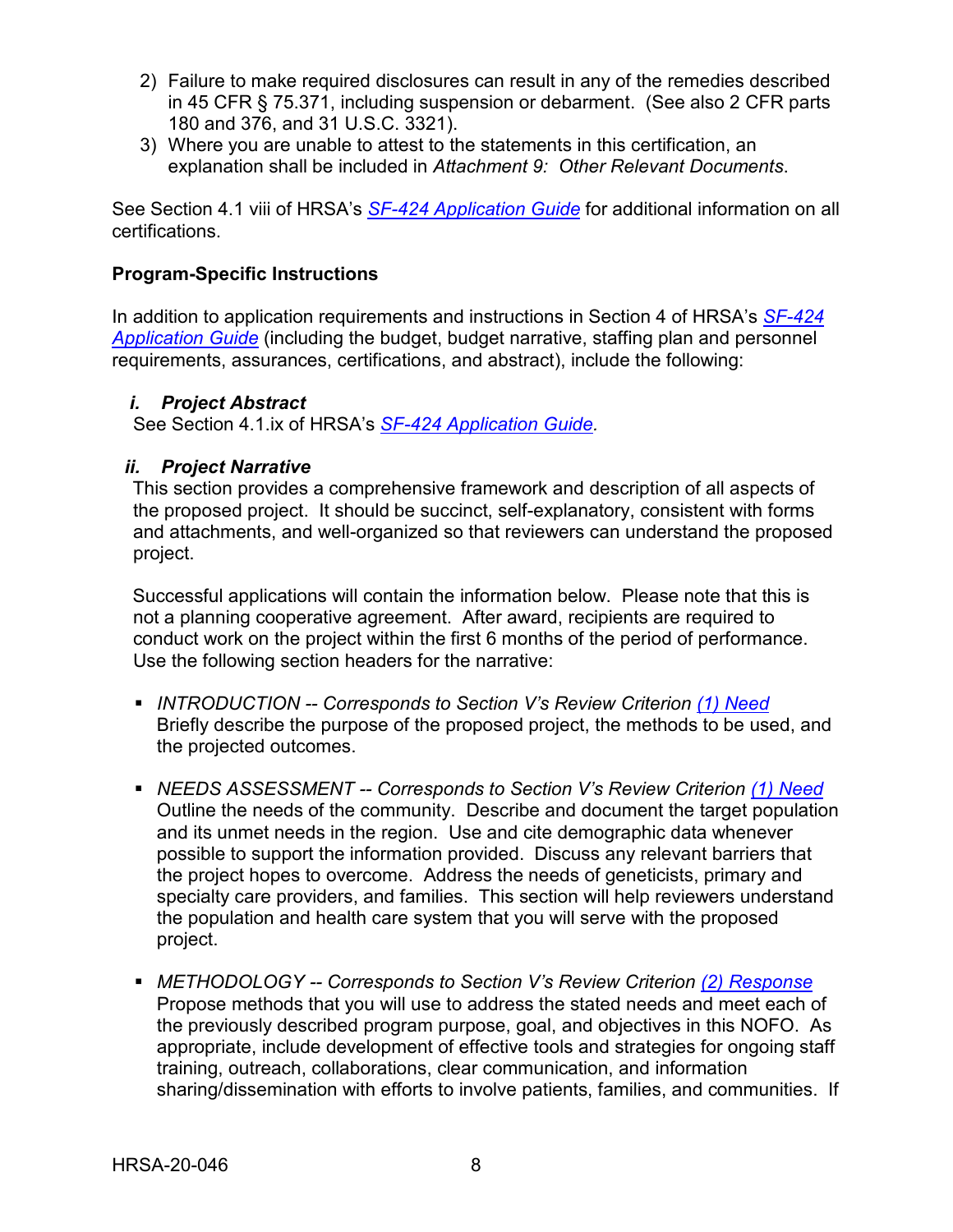2) Failure to make required disclosures can result in any of the remedies described in 45 CFR § 75.371, including suspension or debarment. (See also 2 CFR parts 180 and 376, and 31 U.S.C. 3321).
3) Where you are unable to attest to the statements in this certification, an explanation shall be included in *Attachment 9: Other Relevant Documents*.

See Section 4.1 viii of HRSA's [*SF-424 Application Guide*]() for additional information on all certifications.

**Program-Specific Instructions**

In addition to application requirements and instructions in Section 4 of HRSA's [*SF-424 Application Guide*]() (including the budget, budget narrative, staffing plan and personnel requirements, assurances, certifications, and abstract), include the following:

***i. Project Abstract***

See Section 4.1.ix of HRSA's [*SF-424 Application Guide*]().

***ii. Project Narrative***

This section provides a comprehensive framework and description of all aspects of the proposed project. It should be succinct, self-explanatory, consistent with forms and attachments, and well-organized so that reviewers can understand the proposed project.

Successful applications will contain the information below. Please note that this is not a planning cooperative agreement. After award, recipients are required to conduct work on the project within the first 6 months of the period of performance. Use the following section headers for the narrative:

- *INTRODUCTION -- Corresponds to Section V's Review Criterion [(1) Need]()*
  Briefly describe the purpose of the proposed project, the methods to be used, and the projected outcomes.

- *NEEDS ASSESSMENT -- Corresponds to Section V's Review Criterion [(1) Need]()*
  Outline the needs of the community. Describe and document the target population and its unmet needs in the region. Use and cite demographic data whenever possible to support the information provided. Discuss any relevant barriers that the project hopes to overcome. Address the needs of geneticists, primary and specialty care providers, and families. This section will help reviewers understand the population and health care system that you will serve with the proposed project.

- *METHODOLOGY -- Corresponds to Section V's Review Criterion [(2) Response]()*
  Propose methods that you will use to address the stated needs and meet each of the previously described program purpose, goal, and objectives in this NOFO. As appropriate, include development of effective tools and strategies for ongoing staff training, outreach, collaborations, clear communication, and information sharing/dissemination with efforts to involve patients, families, and communities. If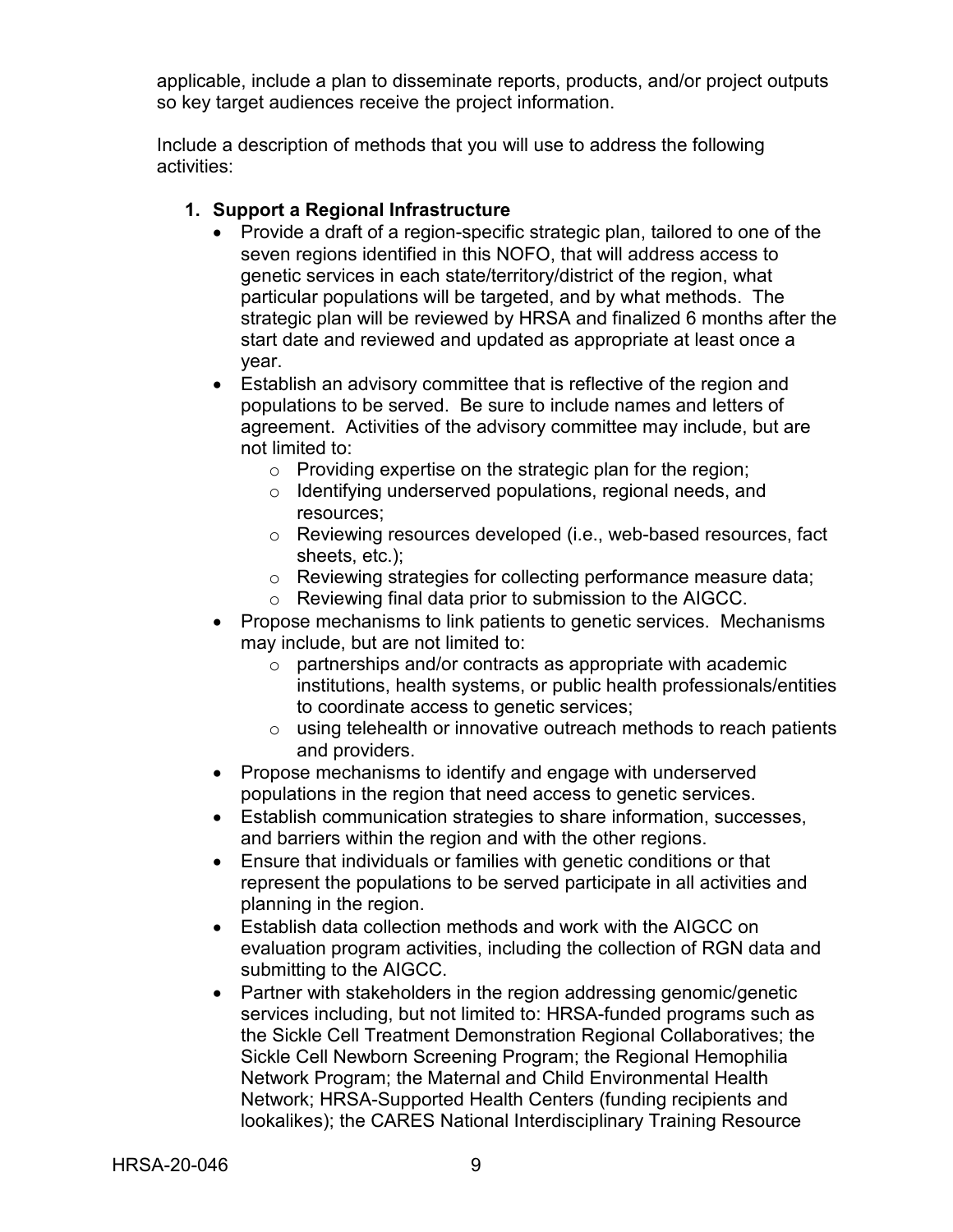applicable, include a plan to disseminate reports, products, and/or project outputs so key target audiences receive the project information.

Include a description of methods that you will use to address the following activities:

1. **Support a Regional Infrastructure**
   - Provide a draft of a region-specific strategic plan, tailored to one of the seven regions identified in this NOFO, that will address access to genetic services in each state/territory/district of the region, what particular populations will be targeted, and by what methods. The strategic plan will be reviewed by HRSA and finalized 6 months after the start date and reviewed and updated as appropriate at least once a year.
   - Establish an advisory committee that is reflective of the region and populations to be served. Be sure to include names and letters of agreement. Activities of the advisory committee may include, but are not limited to:
     - Providing expertise on the strategic plan for the region;
     - Identifying underserved populations, regional needs, and resources;
     - Reviewing resources developed (i.e., web-based resources, fact sheets, etc.);
     - Reviewing strategies for collecting performance measure data;
     - Reviewing final data prior to submission to the AIGCC.
   - Propose mechanisms to link patients to genetic services. Mechanisms may include, but are not limited to:
     - partnerships and/or contracts as appropriate with academic institutions, health systems, or public health professionals/entities to coordinate access to genetic services;
     - using telehealth or innovative outreach methods to reach patients and providers.
   - Propose mechanisms to identify and engage with underserved populations in the region that need access to genetic services.
   - Establish communication strategies to share information, successes, and barriers within the region and with the other regions.
   - Ensure that individuals or families with genetic conditions or that represent the populations to be served participate in all activities and planning in the region.
   - Establish data collection methods and work with the AIGCC on evaluation program activities, including the collection of RGN data and submitting to the AIGCC.
   - Partner with stakeholders in the region addressing genomic/genetic services including, but not limited to: HRSA-funded programs such as the Sickle Cell Treatment Demonstration Regional Collaboratives; the Sickle Cell Newborn Screening Program; the Regional Hemophilia Network Program; the Maternal and Child Environmental Health Network; HRSA-Supported Health Centers (funding recipients and lookalikes); the CARES National Interdisciplinary Training Resource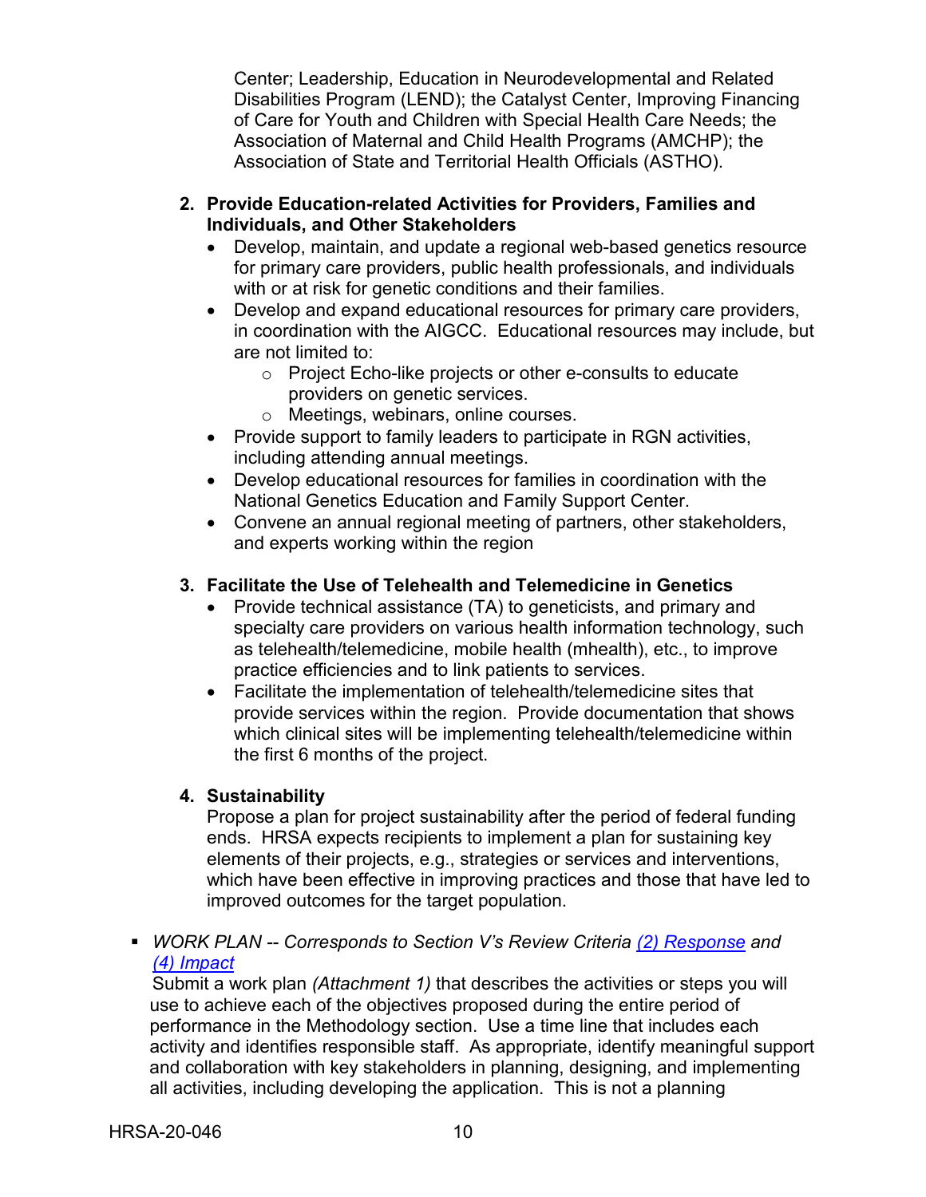Center; Leadership, Education in Neurodevelopmental and Related Disabilities Program (LEND); the Catalyst Center, Improving Financing of Care for Youth and Children with Special Health Care Needs; the Association of Maternal and Child Health Programs (AMCHP); the Association of State and Territorial Health Officials (ASTHO).

2. **Provide Education-related Activities for Providers, Families and Individuals, and Other Stakeholders**
   - Develop, maintain, and update a regional web-based genetics resource for primary care providers, public health professionals, and individuals with or at risk for genetic conditions and their families.
   - Develop and expand educational resources for primary care providers, in coordination with the AIGCC. Educational resources may include, but are not limited to:
     - Project Echo-like projects or other e-consults to educate providers on genetic services.
     - Meetings, webinars, online courses.
   - Provide support to family leaders to participate in RGN activities, including attending annual meetings.
   - Develop educational resources for families in coordination with the National Genetics Education and Family Support Center.
   - Convene an annual regional meeting of partners, other stakeholders, and experts working within the region

3. **Facilitate the Use of Telehealth and Telemedicine in Genetics**
   - Provide technical assistance (TA) to geneticists, and primary and specialty care providers on various health information technology, such as telehealth/telemedicine, mobile health (mhealth), etc., to improve practice efficiencies and to link patients to services.
   - Facilitate the implementation of telehealth/telemedicine sites that provide services within the region. Provide documentation that shows which clinical sites will be implementing telehealth/telemedicine within the first 6 months of the project.

4. **Sustainability**

   Propose a plan for project sustainability after the period of federal funding ends. HRSA expects recipients to implement a plan for sustaining key elements of their projects, e.g., strategies or services and interventions, which have been effective in improving practices and those that have led to improved outcomes for the target population.

- *WORK PLAN -- Corresponds to Section V's Review Criteria [(2) Response](#) and [(4) Impact](#)*

  Submit a work plan *(Attachment 1)* that describes the activities or steps you will use to achieve each of the objectives proposed during the entire period of performance in the Methodology section. Use a time line that includes each activity and identifies responsible staff. As appropriate, identify meaningful support and collaboration with key stakeholders in planning, designing, and implementing all activities, including developing the application. This is not a planning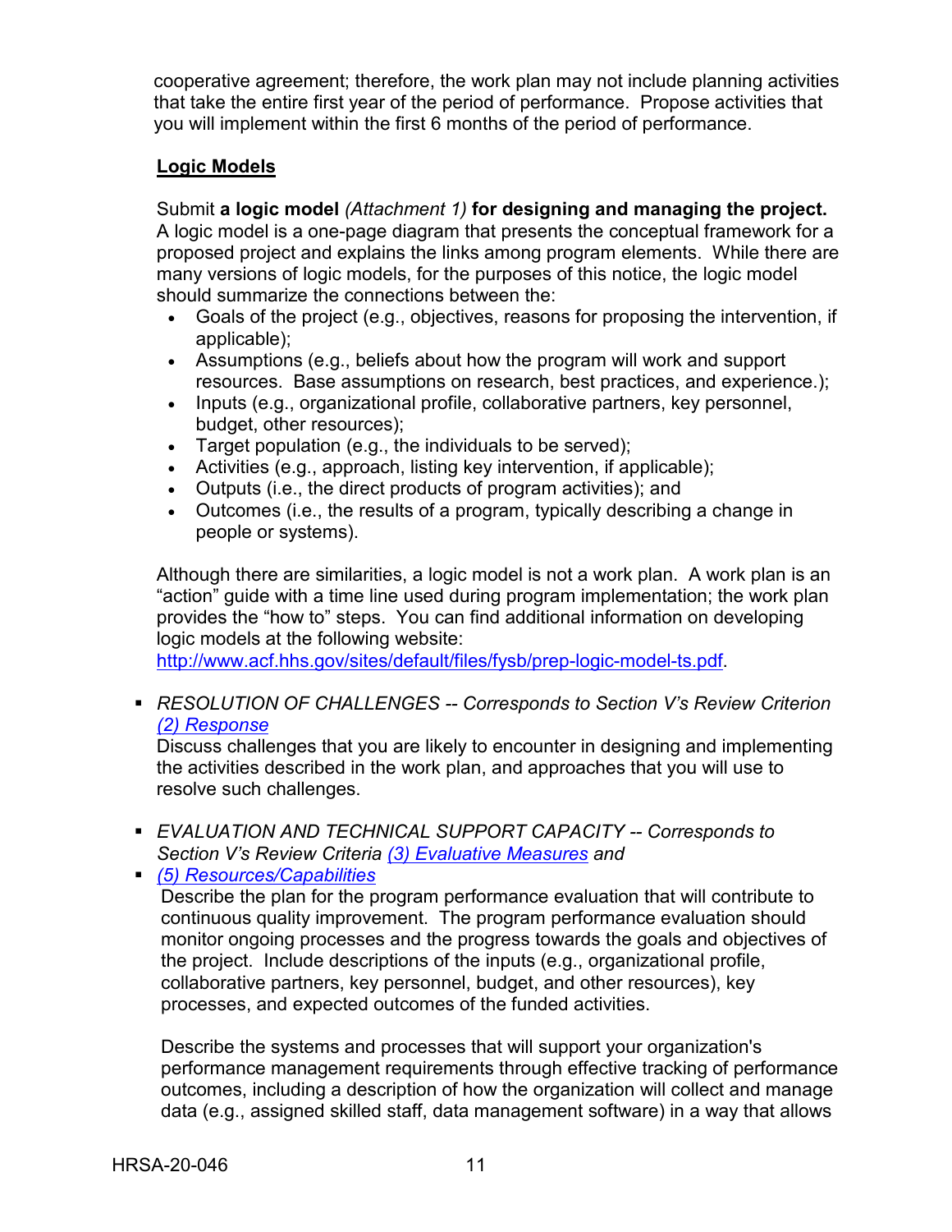cooperative agreement; therefore, the work plan may not include planning activities that take the entire first year of the period of performance. Propose activities that you will implement within the first 6 months of the period of performance.

**Logic Models**

Submit **a logic model** *(Attachment 1)* **for designing and managing the project.** A logic model is a one-page diagram that presents the conceptual framework for a proposed project and explains the links among program elements. While there are many versions of logic models, for the purposes of this notice, the logic model should summarize the connections between the:

- Goals of the project (e.g., objectives, reasons for proposing the intervention, if applicable);
- Assumptions (e.g., beliefs about how the program will work and support resources. Base assumptions on research, best practices, and experience.);
- Inputs (e.g., organizational profile, collaborative partners, key personnel, budget, other resources);
- Target population (e.g., the individuals to be served);
- Activities (e.g., approach, listing key intervention, if applicable);
- Outputs (i.e., the direct products of program activities); and
- Outcomes (i.e., the results of a program, typically describing a change in people or systems).

Although there are similarities, a logic model is not a work plan. A work plan is an "action" guide with a time line used during program implementation; the work plan provides the "how to" steps. You can find additional information on developing logic models at the following website: http://www.acf.hhs.gov/sites/default/files/fysb/prep-logic-model-ts.pdf.

- *RESOLUTION OF CHALLENGES -- Corresponds to Section V's Review Criterion (2) Response*
  Discuss challenges that you are likely to encounter in designing and implementing the activities described in the work plan, and approaches that you will use to resolve such challenges.

- *EVALUATION AND TECHNICAL SUPPORT CAPACITY -- Corresponds to Section V's Review Criteria (3) Evaluative Measures and*
- *(5) Resources/Capabilities*
  Describe the plan for the program performance evaluation that will contribute to continuous quality improvement. The program performance evaluation should monitor ongoing processes and the progress towards the goals and objectives of the project. Include descriptions of the inputs (e.g., organizational profile, collaborative partners, key personnel, budget, and other resources), key processes, and expected outcomes of the funded activities.

  Describe the systems and processes that will support your organization's performance management requirements through effective tracking of performance outcomes, including a description of how the organization will collect and manage data (e.g., assigned skilled staff, data management software) in a way that allows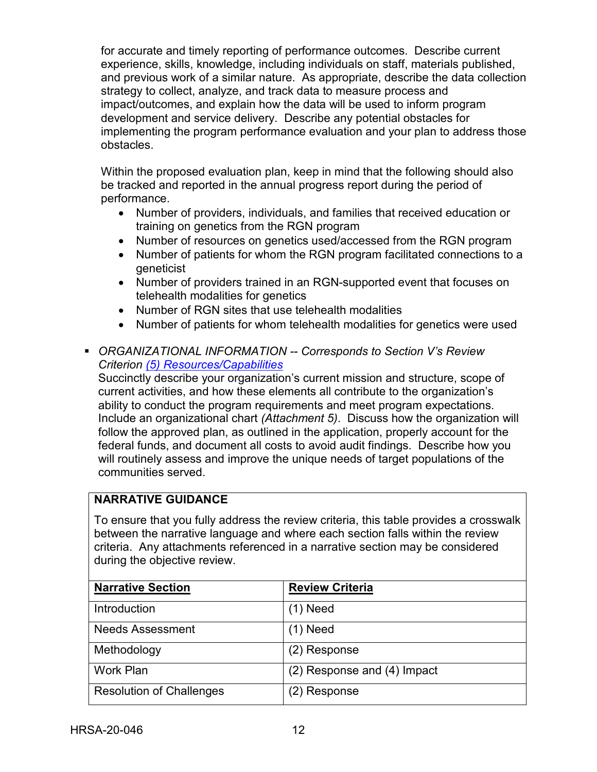for accurate and timely reporting of performance outcomes. Describe current experience, skills, knowledge, including individuals on staff, materials published, and previous work of a similar nature. As appropriate, describe the data collection strategy to collect, analyze, and track data to measure process and impact/outcomes, and explain how the data will be used to inform program development and service delivery. Describe any potential obstacles for implementing the program performance evaluation and your plan to address those obstacles.

Within the proposed evaluation plan, keep in mind that the following should also be tracked and reported in the annual progress report during the period of performance.

- Number of providers, individuals, and families that received education or training on genetics from the RGN program
- Number of resources on genetics used/accessed from the RGN program
- Number of patients for whom the RGN program facilitated connections to a geneticist
- Number of providers trained in an RGN-supported event that focuses on telehealth modalities for genetics
- Number of RGN sites that use telehealth modalities
- Number of patients for whom telehealth modalities for genetics were used

- *ORGANIZATIONAL INFORMATION -- Corresponds to Section V's Review Criterion [(5) Resources/Capabilities]*

  Succinctly describe your organization's current mission and structure, scope of current activities, and how these elements all contribute to the organization's ability to conduct the program requirements and meet program expectations. Include an organizational chart *(Attachment 5)*. Discuss how the organization will follow the approved plan, as outlined in the application, properly account for the federal funds, and document all costs to avoid audit findings. Describe how you will routinely assess and improve the unique needs of target populations of the communities served.

**NARRATIVE GUIDANCE**

To ensure that you fully address the review criteria, this table provides a crosswalk between the narrative language and where each section falls within the review criteria. Any attachments referenced in a narrative section may be considered during the objective review.

| Narrative Section | Review Criteria |
|---|---|
| Introduction | (1) Need |
| Needs Assessment | (1) Need |
| Methodology | (2) Response |
| Work Plan | (2) Response and (4) Impact |
| Resolution of Challenges | (2) Response |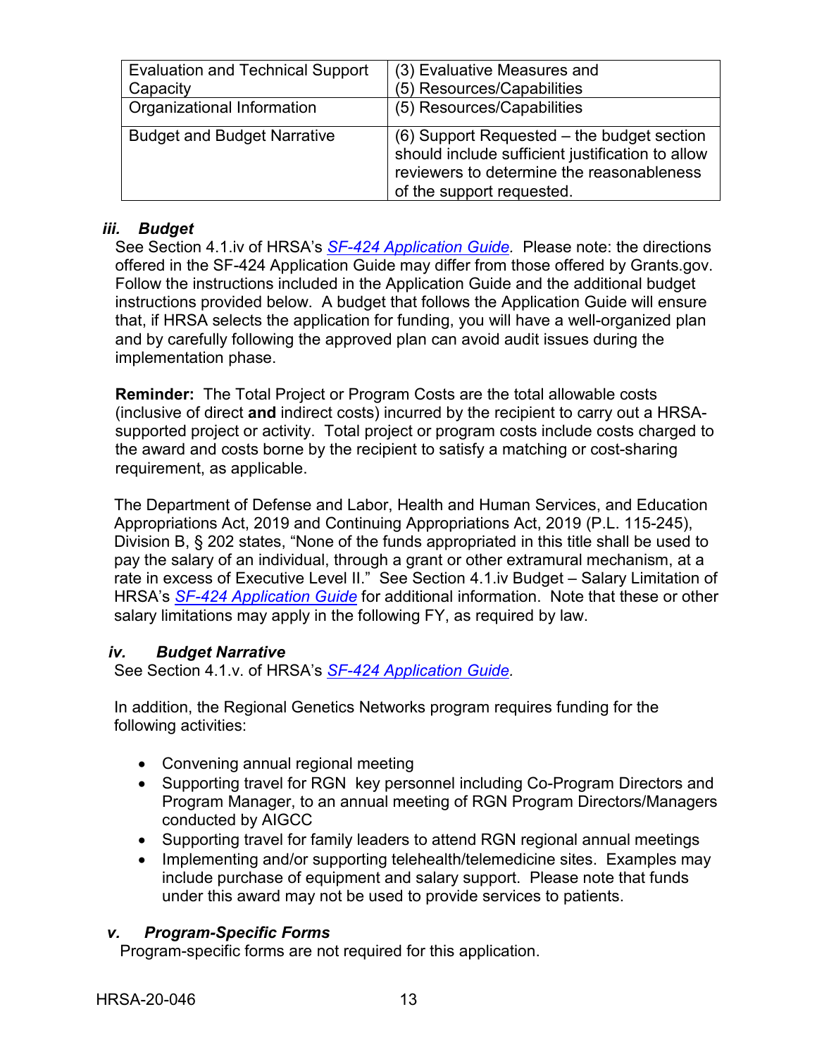| Evaluation and Technical Support Capacity | (3) Evaluative Measures and (5) Resources/Capabilities |
|---|---|
| Organizational Information | (5) Resources/Capabilities |
| Budget and Budget Narrative | (6) Support Requested – the budget section should include sufficient justification to allow reviewers to determine the reasonableness of the support requested. |

### *iii. Budget*

See Section 4.1.iv of HRSA's *SF-424 Application Guide.* Please note: the directions offered in the SF-424 Application Guide may differ from those offered by Grants.gov. Follow the instructions included in the Application Guide and the additional budget instructions provided below. A budget that follows the Application Guide will ensure that, if HRSA selects the application for funding, you will have a well-organized plan and by carefully following the approved plan can avoid audit issues during the implementation phase.

**Reminder:** The Total Project or Program Costs are the total allowable costs (inclusive of direct **and** indirect costs) incurred by the recipient to carry out a HRSA-supported project or activity. Total project or program costs include costs charged to the award and costs borne by the recipient to satisfy a matching or cost-sharing requirement, as applicable.

The Department of Defense and Labor, Health and Human Services, and Education Appropriations Act, 2019 and Continuing Appropriations Act, 2019 (P.L. 115-245), Division B, § 202 states, "None of the funds appropriated in this title shall be used to pay the salary of an individual, through a grant or other extramural mechanism, at a rate in excess of Executive Level II." See Section 4.1.iv Budget – Salary Limitation of HRSA's *SF-424 Application Guide* for additional information. Note that these or other salary limitations may apply in the following FY, as required by law.

### *iv. Budget Narrative*

See Section 4.1.v. of HRSA's *SF-424 Application Guide.*

In addition, the Regional Genetics Networks program requires funding for the following activities:

- Convening annual regional meeting
- Supporting travel for RGN key personnel including Co-Program Directors and Program Manager, to an annual meeting of RGN Program Directors/Managers conducted by AIGCC
- Supporting travel for family leaders to attend RGN regional annual meetings
- Implementing and/or supporting telehealth/telemedicine sites. Examples may include purchase of equipment and salary support. Please note that funds under this award may not be used to provide services to patients.

### *v. Program-Specific Forms*

Program-specific forms are not required for this application.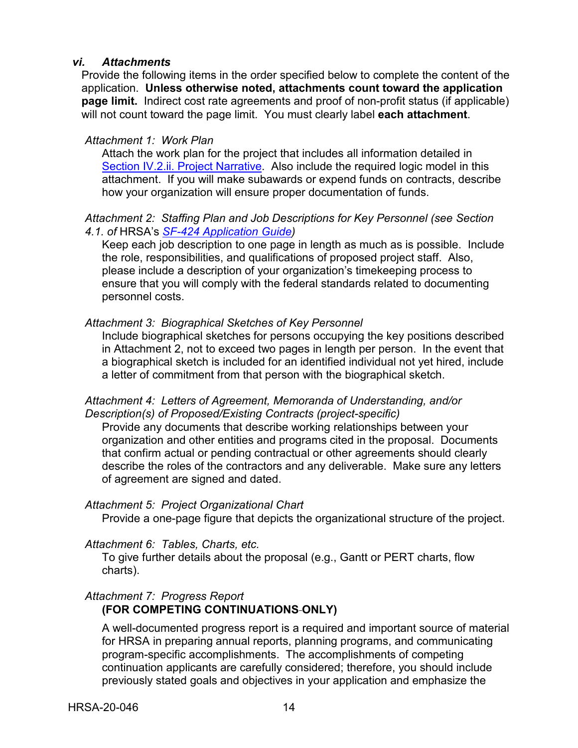### *vi. Attachments*

Provide the following items in the order specified below to complete the content of the application. **Unless otherwise noted, attachments count toward the application page limit.** Indirect cost rate agreements and proof of non-profit status (if applicable) will not count toward the page limit. You must clearly label **each attachment**.

*Attachment 1: Work Plan*

Attach the work plan for the project that includes all information detailed in Section IV.2.ii. Project Narrative. Also include the required logic model in this attachment. If you will make subawards or expend funds on contracts, describe how your organization will ensure proper documentation of funds.

*Attachment 2: Staffing Plan and Job Descriptions for Key Personnel (see Section 4.1. of* HRSA's *SF-424 Application Guide)*

Keep each job description to one page in length as much as is possible. Include the role, responsibilities, and qualifications of proposed project staff. Also, please include a description of your organization's timekeeping process to ensure that you will comply with the federal standards related to documenting personnel costs.

*Attachment 3: Biographical Sketches of Key Personnel*

Include biographical sketches for persons occupying the key positions described in Attachment 2, not to exceed two pages in length per person. In the event that a biographical sketch is included for an identified individual not yet hired, include a letter of commitment from that person with the biographical sketch.

*Attachment 4: Letters of Agreement, Memoranda of Understanding, and/or Description(s) of Proposed/Existing Contracts (project-specific)*

Provide any documents that describe working relationships between your organization and other entities and programs cited in the proposal. Documents that confirm actual or pending contractual or other agreements should clearly describe the roles of the contractors and any deliverable. Make sure any letters of agreement are signed and dated.

*Attachment 5: Project Organizational Chart*

Provide a one-page figure that depicts the organizational structure of the project.

*Attachment 6: Tables, Charts, etc.*

To give further details about the proposal (e.g., Gantt or PERT charts, flow charts).

*Attachment 7: Progress Report*

**(FOR COMPETING CONTINUATIONS-ONLY)**

A well-documented progress report is a required and important source of material for HRSA in preparing annual reports, planning programs, and communicating program-specific accomplishments. The accomplishments of competing continuation applicants are carefully considered; therefore, you should include previously stated goals and objectives in your application and emphasize the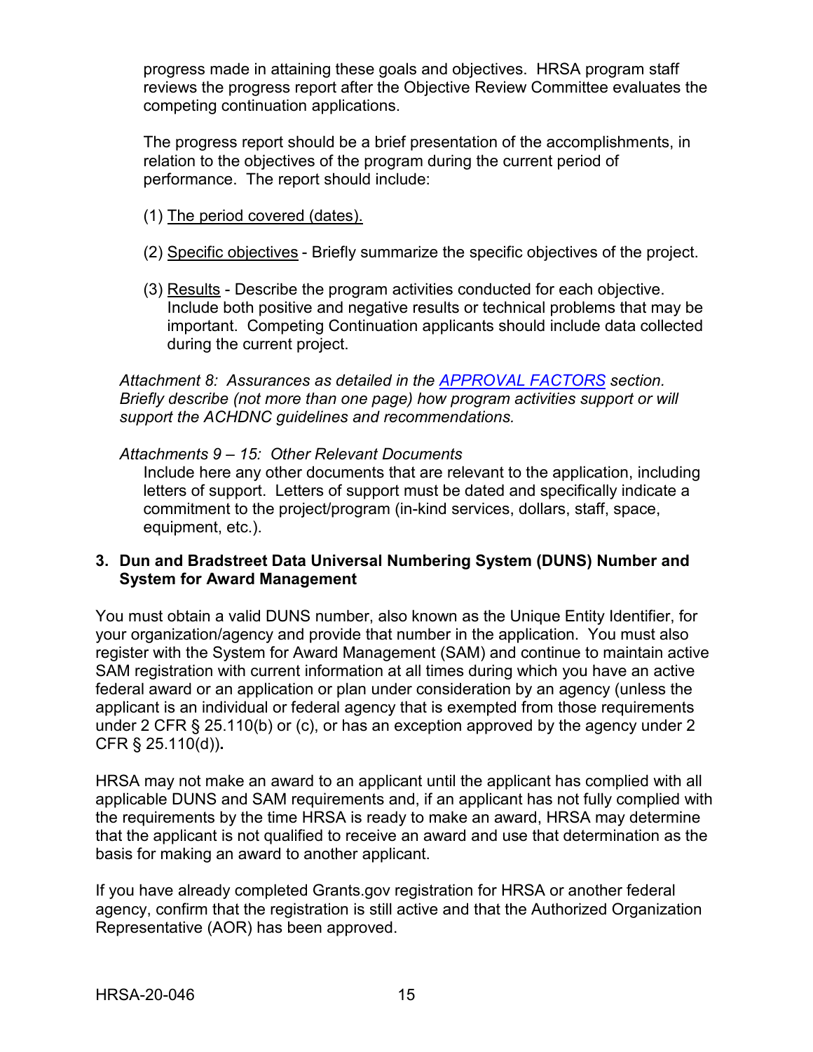progress made in attaining these goals and objectives. HRSA program staff reviews the progress report after the Objective Review Committee evaluates the competing continuation applications.

The progress report should be a brief presentation of the accomplishments, in relation to the objectives of the program during the current period of performance. The report should include:

(1) The period covered (dates).

(2) Specific objectives - Briefly summarize the specific objectives of the project.

(3) Results - Describe the program activities conducted for each objective. Include both positive and negative results or technical problems that may be important. Competing Continuation applicants should include data collected during the current project.

*Attachment 8: Assurances as detailed in the [APPROVAL FACTORS] section. Briefly describe (not more than one page) how program activities support or will support the ACHDNC guidelines and recommendations.*

*Attachments 9 – 15: Other Relevant Documents*

Include here any other documents that are relevant to the application, including letters of support. Letters of support must be dated and specifically indicate a commitment to the project/program (in-kind services, dollars, staff, space, equipment, etc.).

### 3. Dun and Bradstreet Data Universal Numbering System (DUNS) Number and System for Award Management

You must obtain a valid DUNS number, also known as the Unique Entity Identifier, for your organization/agency and provide that number in the application. You must also register with the System for Award Management (SAM) and continue to maintain active SAM registration with current information at all times during which you have an active federal award or an application or plan under consideration by an agency (unless the applicant is an individual or federal agency that is exempted from those requirements under 2 CFR § 25.110(b) or (c), or has an exception approved by the agency under 2 CFR § 25.110(d))**.**

HRSA may not make an award to an applicant until the applicant has complied with all applicable DUNS and SAM requirements and, if an applicant has not fully complied with the requirements by the time HRSA is ready to make an award, HRSA may determine that the applicant is not qualified to receive an award and use that determination as the basis for making an award to another applicant.

If you have already completed Grants.gov registration for HRSA or another federal agency, confirm that the registration is still active and that the Authorized Organization Representative (AOR) has been approved.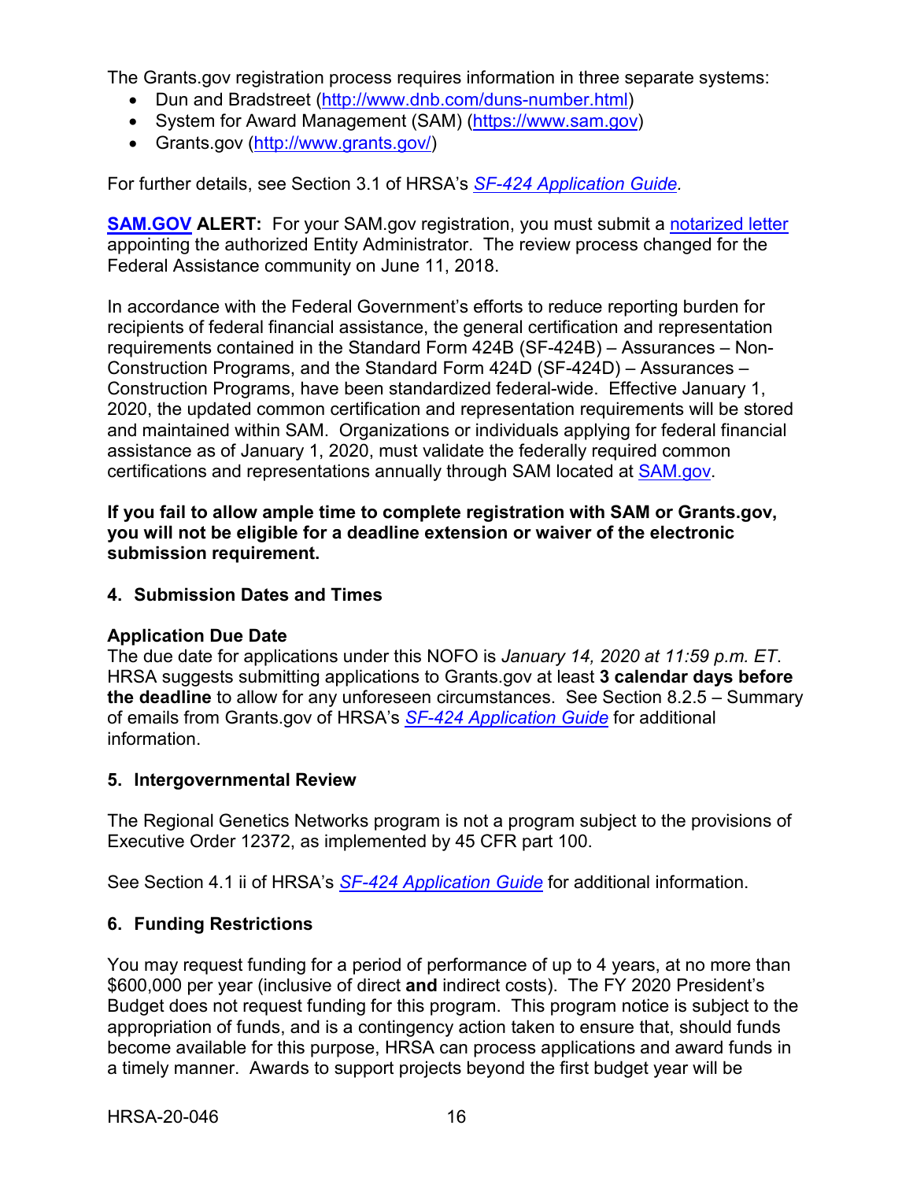The Grants.gov registration process requires information in three separate systems:

- Dun and Bradstreet (http://www.dnb.com/duns-number.html)
- System for Award Management (SAM) (https://www.sam.gov)
- Grants.gov (http://www.grants.gov/)

For further details, see Section 3.1 of HRSA's *SF-424 Application Guide.*

**SAM.GOV ALERT:** For your SAM.gov registration, you must submit a notarized letter appointing the authorized Entity Administrator. The review process changed for the Federal Assistance community on June 11, 2018.

In accordance with the Federal Government's efforts to reduce reporting burden for recipients of federal financial assistance, the general certification and representation requirements contained in the Standard Form 424B (SF-424B) – Assurances – Non-Construction Programs, and the Standard Form 424D (SF-424D) – Assurances – Construction Programs, have been standardized federal-wide. Effective January 1, 2020, the updated common certification and representation requirements will be stored and maintained within SAM. Organizations or individuals applying for federal financial assistance as of January 1, 2020, must validate the federally required common certifications and representations annually through SAM located at SAM.gov.

**If you fail to allow ample time to complete registration with SAM or Grants.gov, you will not be eligible for a deadline extension or waiver of the electronic submission requirement.**

### 4. Submission Dates and Times

**Application Due Date**

The due date for applications under this NOFO is *January 14, 2020 at 11:59 p.m. ET*. HRSA suggests submitting applications to Grants.gov at least **3 calendar days before the deadline** to allow for any unforeseen circumstances. See Section 8.2.5 – Summary of emails from Grants.gov of HRSA's *SF-424 Application Guide* for additional information.

### 5. Intergovernmental Review

The Regional Genetics Networks program is not a program subject to the provisions of Executive Order 12372, as implemented by 45 CFR part 100.

See Section 4.1 ii of HRSA's *SF-424 Application Guide* for additional information.

### 6. Funding Restrictions

You may request funding for a period of performance of up to 4 years, at no more than $600,000 per year (inclusive of direct **and** indirect costs). The FY 2020 President's Budget does not request funding for this program. This program notice is subject to the appropriation of funds, and is a contingency action taken to ensure that, should funds become available for this purpose, HRSA can process applications and award funds in a timely manner. Awards to support projects beyond the first budget year will be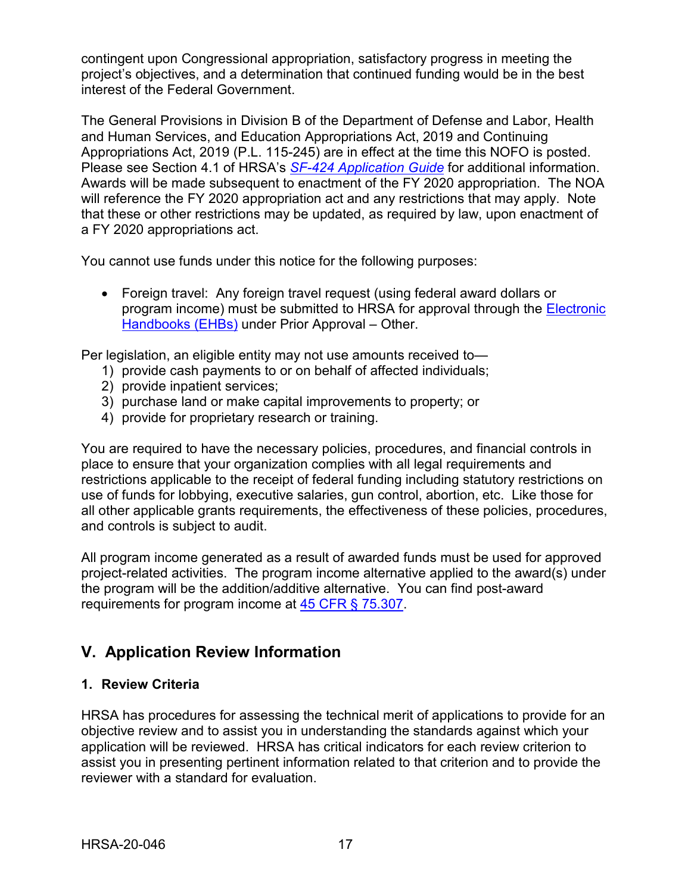contingent upon Congressional appropriation, satisfactory progress in meeting the project's objectives, and a determination that continued funding would be in the best interest of the Federal Government.

The General Provisions in Division B of the Department of Defense and Labor, Health and Human Services, and Education Appropriations Act, 2019 and Continuing Appropriations Act, 2019 (P.L. 115-245) are in effect at the time this NOFO is posted. Please see Section 4.1 of HRSA's *SF-424 Application Guide* for additional information. Awards will be made subsequent to enactment of the FY 2020 appropriation. The NOA will reference the FY 2020 appropriation act and any restrictions that may apply. Note that these or other restrictions may be updated, as required by law, upon enactment of a FY 2020 appropriations act.

You cannot use funds under this notice for the following purposes:

- Foreign travel: Any foreign travel request (using federal award dollars or program income) must be submitted to HRSA for approval through the Electronic Handbooks (EHBs) under Prior Approval – Other.

Per legislation, an eligible entity may not use amounts received to—

1) provide cash payments to or on behalf of affected individuals;
2) provide inpatient services;
3) purchase land or make capital improvements to property; or
4) provide for proprietary research or training.

You are required to have the necessary policies, procedures, and financial controls in place to ensure that your organization complies with all legal requirements and restrictions applicable to the receipt of federal funding including statutory restrictions on use of funds for lobbying, executive salaries, gun control, abortion, etc. Like those for all other applicable grants requirements, the effectiveness of these policies, procedures, and controls is subject to audit.

All program income generated as a result of awarded funds must be used for approved project-related activities. The program income alternative applied to the award(s) under the program will be the addition/additive alternative. You can find post-award requirements for program income at 45 CFR § 75.307.

## V. Application Review Information

### 1. Review Criteria

HRSA has procedures for assessing the technical merit of applications to provide for an objective review and to assist you in understanding the standards against which your application will be reviewed. HRSA has critical indicators for each review criterion to assist you in presenting pertinent information related to that criterion and to provide the reviewer with a standard for evaluation.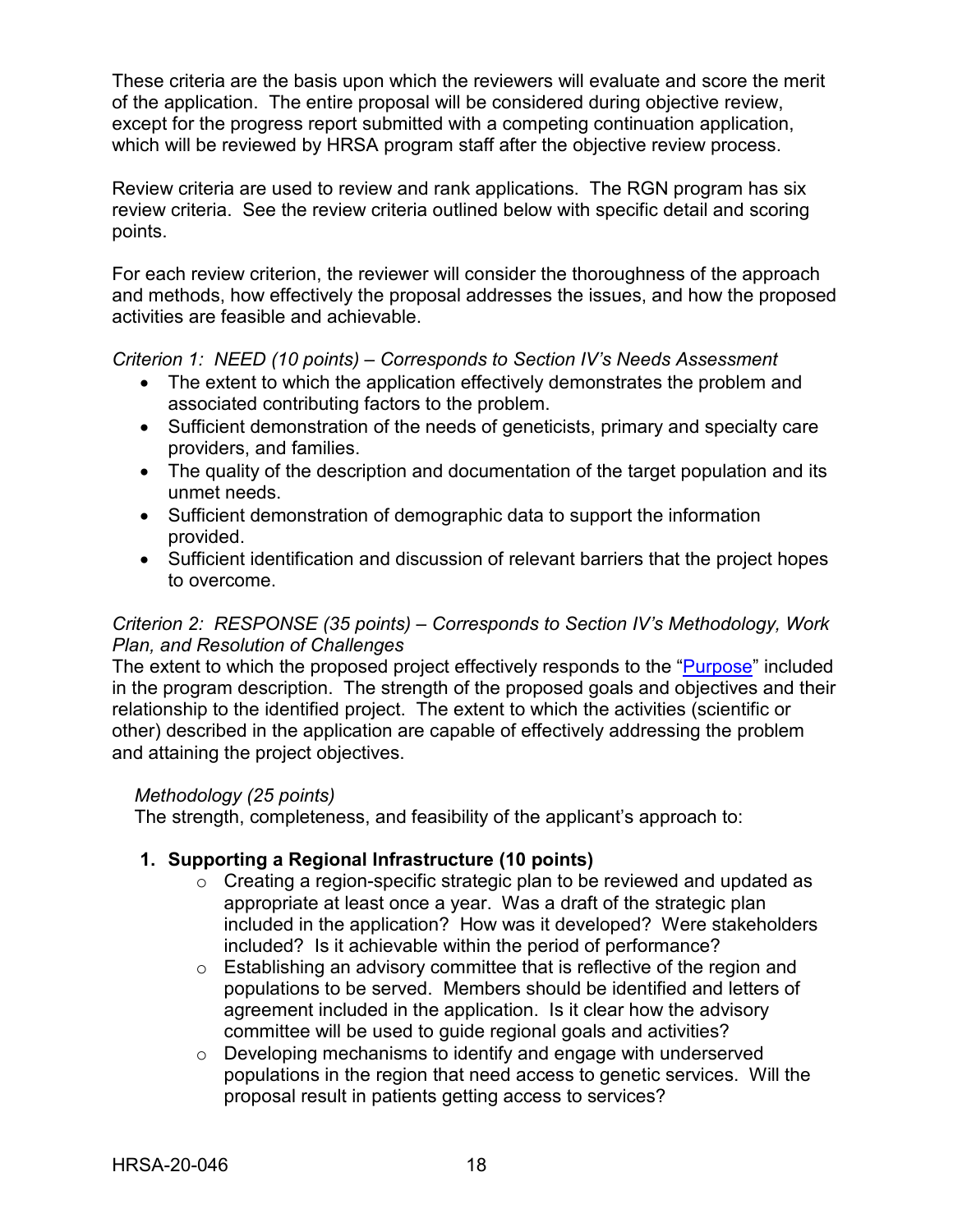These criteria are the basis upon which the reviewers will evaluate and score the merit of the application. The entire proposal will be considered during objective review, except for the progress report submitted with a competing continuation application, which will be reviewed by HRSA program staff after the objective review process.

Review criteria are used to review and rank applications. The RGN program has six review criteria. See the review criteria outlined below with specific detail and scoring points.

For each review criterion, the reviewer will consider the thoroughness of the approach and methods, how effectively the proposal addresses the issues, and how the proposed activities are feasible and achievable.

*Criterion 1: NEED (10 points) – Corresponds to Section IV's Needs Assessment*

- The extent to which the application effectively demonstrates the problem and associated contributing factors to the problem.
- Sufficient demonstration of the needs of geneticists, primary and specialty care providers, and families.
- The quality of the description and documentation of the target population and its unmet needs.
- Sufficient demonstration of demographic data to support the information provided.
- Sufficient identification and discussion of relevant barriers that the project hopes to overcome.

*Criterion 2: RESPONSE (35 points) – Corresponds to Section IV's Methodology, Work Plan, and Resolution of Challenges*

The extent to which the proposed project effectively responds to the "Purpose" included in the program description. The strength of the proposed goals and objectives and their relationship to the identified project. The extent to which the activities (scientific or other) described in the application are capable of effectively addressing the problem and attaining the project objectives.

*Methodology (25 points)*

The strength, completeness, and feasibility of the applicant's approach to:

1. **Supporting a Regional Infrastructure (10 points)**
   - Creating a region-specific strategic plan to be reviewed and updated as appropriate at least once a year. Was a draft of the strategic plan included in the application? How was it developed? Were stakeholders included? Is it achievable within the period of performance?
   - Establishing an advisory committee that is reflective of the region and populations to be served. Members should be identified and letters of agreement included in the application. Is it clear how the advisory committee will be used to guide regional goals and activities?
   - Developing mechanisms to identify and engage with underserved populations in the region that need access to genetic services. Will the proposal result in patients getting access to services?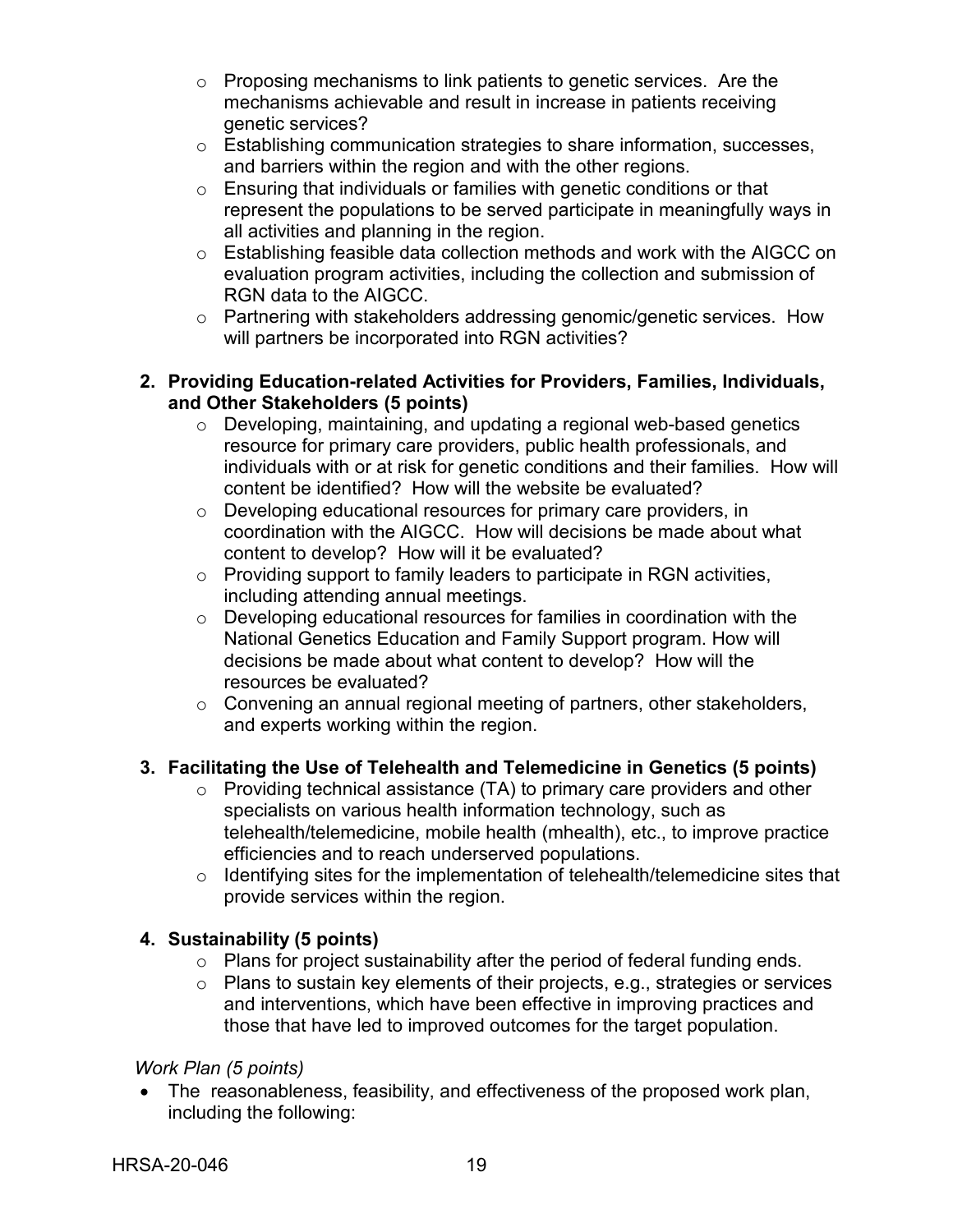- Proposing mechanisms to link patients to genetic services. Are the mechanisms achievable and result in increase in patients receiving genetic services?
- Establishing communication strategies to share information, successes, and barriers within the region and with the other regions.
- Ensuring that individuals or families with genetic conditions or that represent the populations to be served participate in meaningfully ways in all activities and planning in the region.
- Establishing feasible data collection methods and work with the AIGCC on evaluation program activities, including the collection and submission of RGN data to the AIGCC.
- Partnering with stakeholders addressing genomic/genetic services. How will partners be incorporated into RGN activities?

2. **Providing Education-related Activities for Providers, Families, Individuals, and Other Stakeholders (5 points)**
   - Developing, maintaining, and updating a regional web-based genetics resource for primary care providers, public health professionals, and individuals with or at risk for genetic conditions and their families. How will content be identified? How will the website be evaluated?
   - Developing educational resources for primary care providers, in coordination with the AIGCC. How will decisions be made about what content to develop? How will it be evaluated?
   - Providing support to family leaders to participate in RGN activities, including attending annual meetings.
   - Developing educational resources for families in coordination with the National Genetics Education and Family Support program. How will decisions be made about what content to develop? How will the resources be evaluated?
   - Convening an annual regional meeting of partners, other stakeholders, and experts working within the region.

3. **Facilitating the Use of Telehealth and Telemedicine in Genetics (5 points)**
   - Providing technical assistance (TA) to primary care providers and other specialists on various health information technology, such as telehealth/telemedicine, mobile health (mhealth), etc., to improve practice efficiencies and to reach underserved populations.
   - Identifying sites for the implementation of telehealth/telemedicine sites that provide services within the region.

4. **Sustainability (5 points)**
   - Plans for project sustainability after the period of federal funding ends.
   - Plans to sustain key elements of their projects, e.g., strategies or services and interventions, which have been effective in improving practices and those that have led to improved outcomes for the target population.

*Work Plan (5 points)*

- The reasonableness, feasibility, and effectiveness of the proposed work plan, including the following: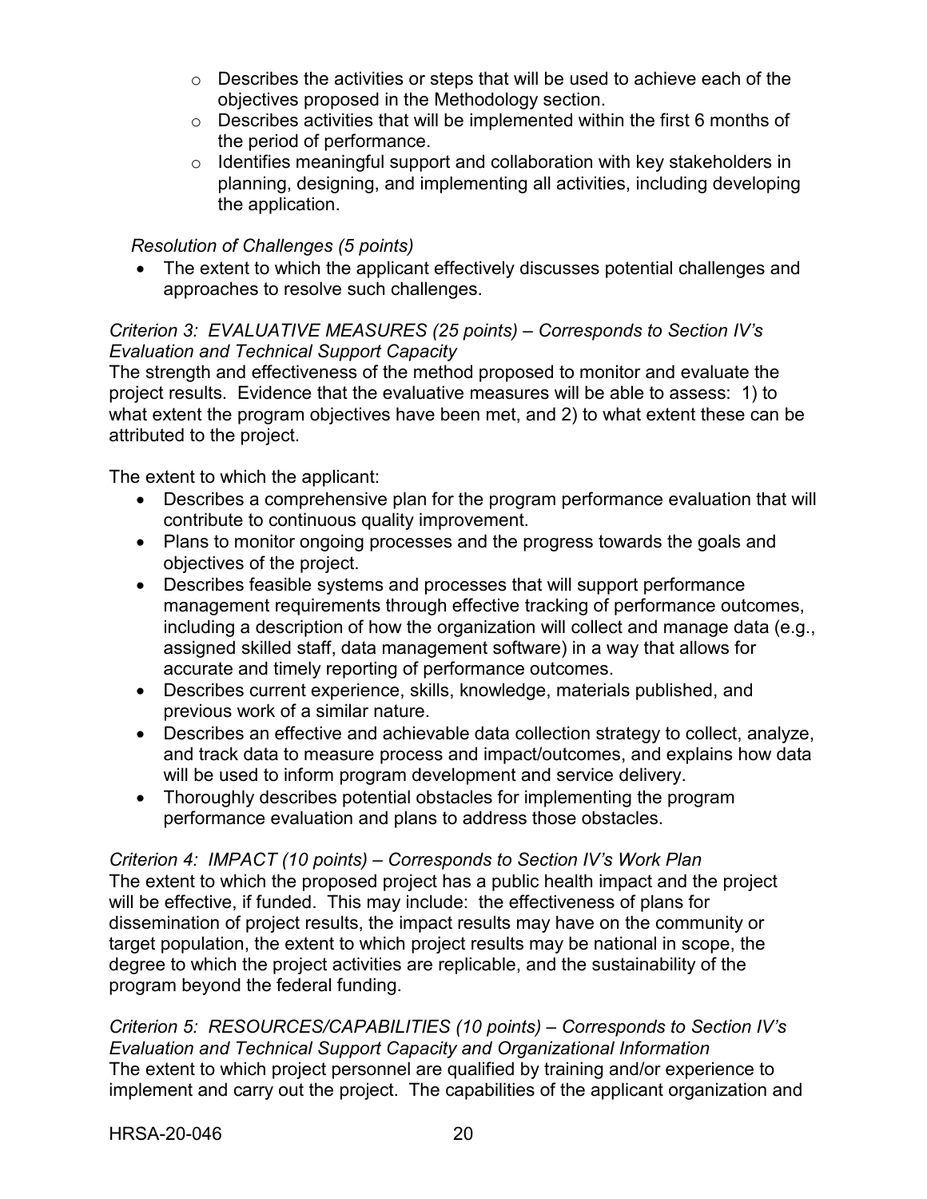- Describes the activities or steps that will be used to achieve each of the objectives proposed in the Methodology section.
    - Describes activities that will be implemented within the first 6 months of the period of performance.
    - Identifies meaningful support and collaboration with key stakeholders in planning, designing, and implementing all activities, including developing the application.

*Resolution of Challenges (5 points)*

- The extent to which the applicant effectively discusses potential challenges and approaches to resolve such challenges.

*Criterion 3: EVALUATIVE MEASURES (25 points) – Corresponds to Section IV's Evaluation and Technical Support Capacity*

The strength and effectiveness of the method proposed to monitor and evaluate the project results. Evidence that the evaluative measures will be able to assess: 1) to what extent the program objectives have been met, and 2) to what extent these can be attributed to the project.

The extent to which the applicant:

- Describes a comprehensive plan for the program performance evaluation that will contribute to continuous quality improvement.
- Plans to monitor ongoing processes and the progress towards the goals and objectives of the project.
- Describes feasible systems and processes that will support performance management requirements through effective tracking of performance outcomes, including a description of how the organization will collect and manage data (e.g., assigned skilled staff, data management software) in a way that allows for accurate and timely reporting of performance outcomes.
- Describes current experience, skills, knowledge, materials published, and previous work of a similar nature.
- Describes an effective and achievable data collection strategy to collect, analyze, and track data to measure process and impact/outcomes, and explains how data will be used to inform program development and service delivery.
- Thoroughly describes potential obstacles for implementing the program performance evaluation and plans to address those obstacles.

*Criterion 4: IMPACT (10 points) – Corresponds to Section IV's Work Plan*

The extent to which the proposed project has a public health impact and the project will be effective, if funded. This may include: the effectiveness of plans for dissemination of project results, the impact results may have on the community or target population, the extent to which project results may be national in scope, the degree to which the project activities are replicable, and the sustainability of the program beyond the federal funding.

*Criterion 5: RESOURCES/CAPABILITIES (10 points) – Corresponds to Section IV's Evaluation and Technical Support Capacity and Organizational Information*

The extent to which project personnel are qualified by training and/or experience to implement and carry out the project. The capabilities of the applicant organization and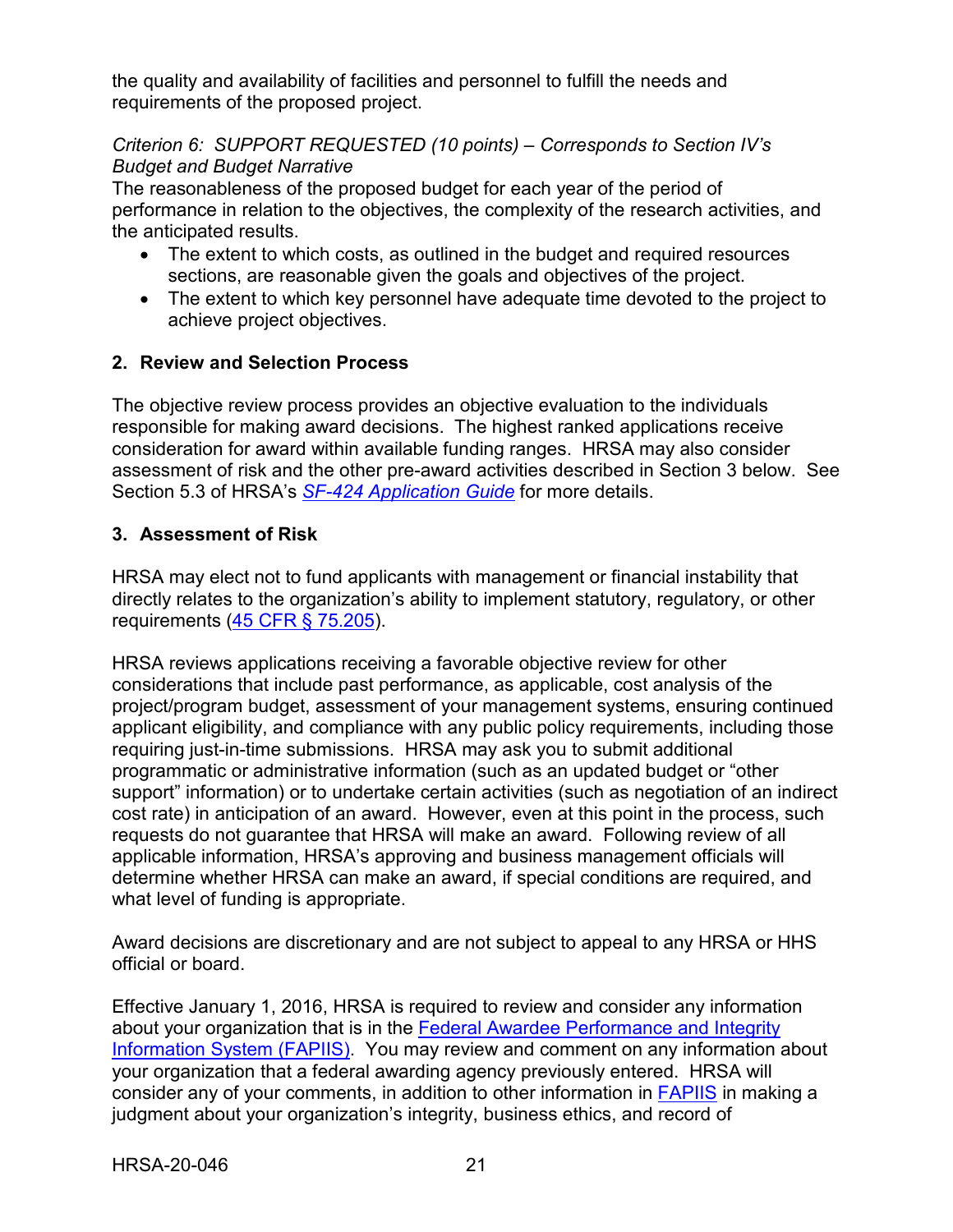the quality and availability of facilities and personnel to fulfill the needs and requirements of the proposed project.

*Criterion 6: SUPPORT REQUESTED (10 points) – Corresponds to Section IV's Budget and Budget Narrative*
The reasonableness of the proposed budget for each year of the period of performance in relation to the objectives, the complexity of the research activities, and the anticipated results.

- The extent to which costs, as outlined in the budget and required resources sections, are reasonable given the goals and objectives of the project.
- The extent to which key personnel have adequate time devoted to the project to achieve project objectives.

## 2. Review and Selection Process

The objective review process provides an objective evaluation to the individuals responsible for making award decisions. The highest ranked applications receive consideration for award within available funding ranges. HRSA may also consider assessment of risk and the other pre-award activities described in Section 3 below. See Section 5.3 of HRSA's [*SF-424 Application Guide*]() for more details.

## 3. Assessment of Risk

HRSA may elect not to fund applicants with management or financial instability that directly relates to the organization's ability to implement statutory, regulatory, or other requirements ([45 CFR § 75.205]()).

HRSA reviews applications receiving a favorable objective review for other considerations that include past performance, as applicable, cost analysis of the project/program budget, assessment of your management systems, ensuring continued applicant eligibility, and compliance with any public policy requirements, including those requiring just-in-time submissions. HRSA may ask you to submit additional programmatic or administrative information (such as an updated budget or "other support" information) or to undertake certain activities (such as negotiation of an indirect cost rate) in anticipation of an award. However, even at this point in the process, such requests do not guarantee that HRSA will make an award. Following review of all applicable information, HRSA's approving and business management officials will determine whether HRSA can make an award, if special conditions are required, and what level of funding is appropriate.

Award decisions are discretionary and are not subject to appeal to any HRSA or HHS official or board.

Effective January 1, 2016, HRSA is required to review and consider any information about your organization that is in the [Federal Awardee Performance and Integrity Information System (FAPIIS)](). You may review and comment on any information about your organization that a federal awarding agency previously entered. HRSA will consider any of your comments, in addition to other information in [FAPIIS]() in making a judgment about your organization's integrity, business ethics, and record of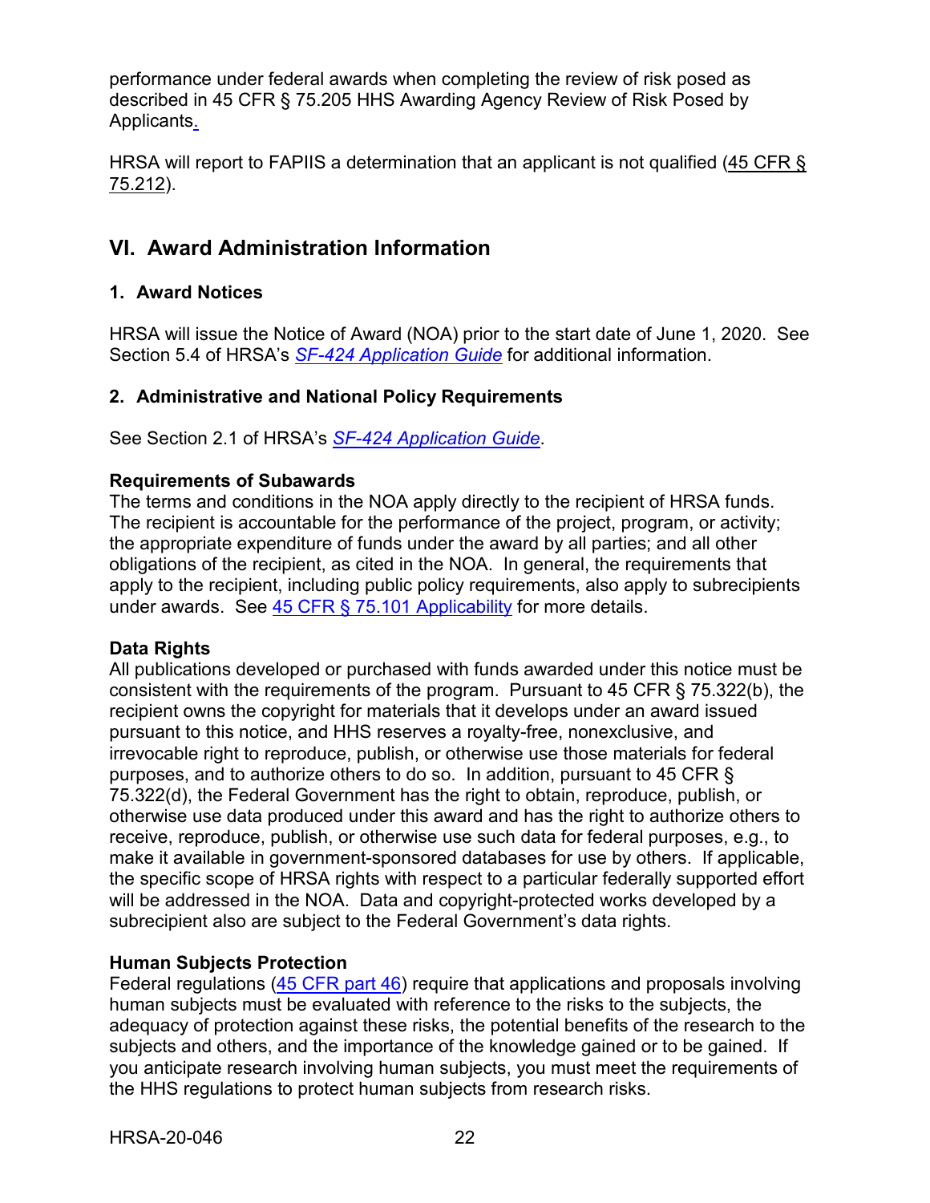performance under federal awards when completing the review of risk posed as described in 45 CFR § 75.205 HHS Awarding Agency Review of Risk Posed by Applicants.

HRSA will report to FAPIIS a determination that an applicant is not qualified (45 CFR § 75.212).

## VI. Award Administration Information

### 1. Award Notices

HRSA will issue the Notice of Award (NOA) prior to the start date of June 1, 2020. See Section 5.4 of HRSA's *SF-424 Application Guide* for additional information.

### 2. Administrative and National Policy Requirements

See Section 2.1 of HRSA's *SF-424 Application Guide*.

**Requirements of Subawards**
The terms and conditions in the NOA apply directly to the recipient of HRSA funds. The recipient is accountable for the performance of the project, program, or activity; the appropriate expenditure of funds under the award by all parties; and all other obligations of the recipient, as cited in the NOA. In general, the requirements that apply to the recipient, including public policy requirements, also apply to subrecipients under awards. See 45 CFR § 75.101 Applicability for more details.

**Data Rights**
All publications developed or purchased with funds awarded under this notice must be consistent with the requirements of the program. Pursuant to 45 CFR § 75.322(b), the recipient owns the copyright for materials that it develops under an award issued pursuant to this notice, and HHS reserves a royalty-free, nonexclusive, and irrevocable right to reproduce, publish, or otherwise use those materials for federal purposes, and to authorize others to do so. In addition, pursuant to 45 CFR § 75.322(d), the Federal Government has the right to obtain, reproduce, publish, or otherwise use data produced under this award and has the right to authorize others to receive, reproduce, publish, or otherwise use such data for federal purposes, e.g., to make it available in government-sponsored databases for use by others. If applicable, the specific scope of HRSA rights with respect to a particular federally supported effort will be addressed in the NOA. Data and copyright-protected works developed by a subrecipient also are subject to the Federal Government's data rights.

**Human Subjects Protection**
Federal regulations (45 CFR part 46) require that applications and proposals involving human subjects must be evaluated with reference to the risks to the subjects, the adequacy of protection against these risks, the potential benefits of the research to the subjects and others, and the importance of the knowledge gained or to be gained. If you anticipate research involving human subjects, you must meet the requirements of the HHS regulations to protect human subjects from research risks.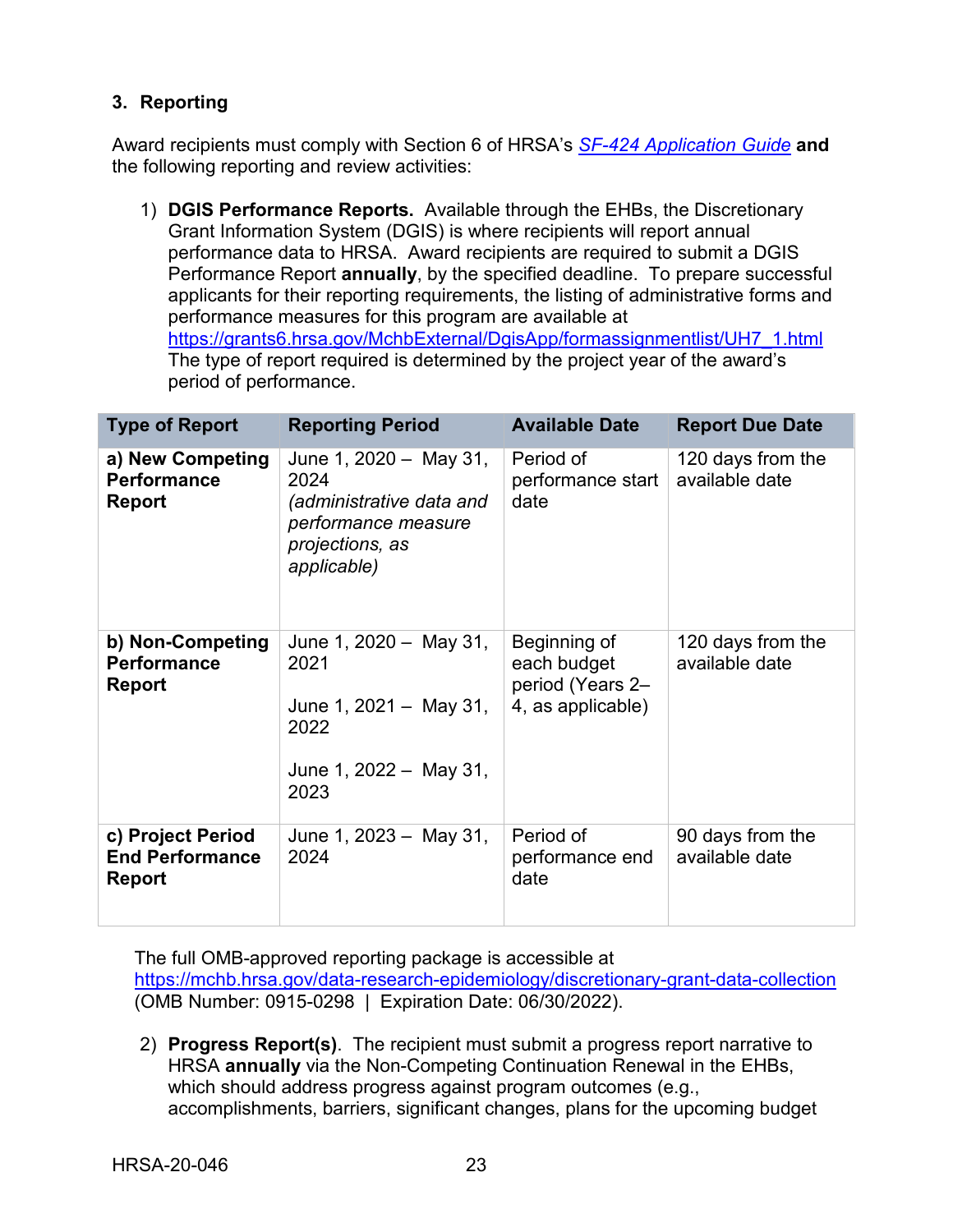### 3. Reporting

Award recipients must comply with Section 6 of HRSA's [*SF-424 Application Guide*](#) **and** the following reporting and review activities:

1) **DGIS Performance Reports.** Available through the EHBs, the Discretionary Grant Information System (DGIS) is where recipients will report annual performance data to HRSA. Award recipients are required to submit a DGIS Performance Report **annually**, by the specified deadline. To prepare successful applicants for their reporting requirements, the listing of administrative forms and performance measures for this program are available at https://grants6.hrsa.gov/MchbExternal/DgisApp/formassignmentlist/UH7_1.html The type of report required is determined by the project year of the award's period of performance.

| Type of Report | Reporting Period | Available Date | Report Due Date |
|---|---|---|---|
| **a) New Competing Performance Report** | June 1, 2020 – May 31, 2024 *(administrative data and performance measure projections, as applicable)* | Period of performance start date | 120 days from the available date |
| **b) Non-Competing Performance Report** | June 1, 2020 – May 31, 2021<br><br>June 1, 2021 – May 31, 2022<br><br>June 1, 2022 – May 31, 2023 | Beginning of each budget period (Years 2–4, as applicable) | 120 days from the available date |
| **c) Project Period End Performance Report** | June 1, 2023 – May 31, 2024 | Period of performance end date | 90 days from the available date |

The full OMB-approved reporting package is accessible at https://mchb.hrsa.gov/data-research-epidemiology/discretionary-grant-data-collection (OMB Number: 0915-0298 | Expiration Date: 06/30/2022).

2) **Progress Report(s)**. The recipient must submit a progress report narrative to HRSA **annually** via the Non-Competing Continuation Renewal in the EHBs, which should address progress against program outcomes (e.g., accomplishments, barriers, significant changes, plans for the upcoming budget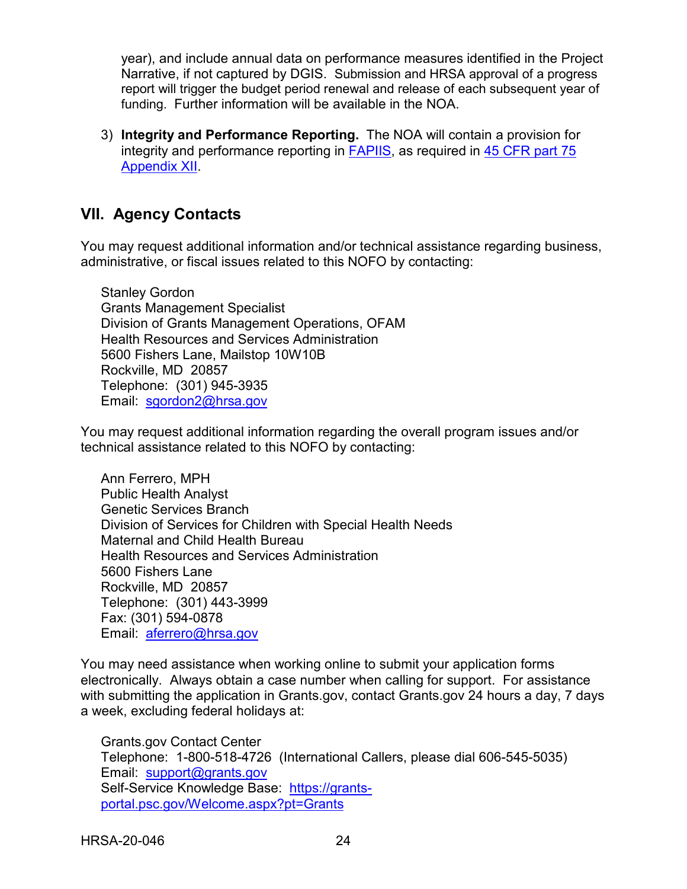year), and include annual data on performance measures identified in the Project Narrative, if not captured by DGIS. Submission and HRSA approval of a progress report will trigger the budget period renewal and release of each subsequent year of funding. Further information will be available in the NOA.

3) **Integrity and Performance Reporting.** The NOA will contain a provision for integrity and performance reporting in [FAPIIS](), as required in [45 CFR part 75 Appendix XII]().

## VII. Agency Contacts

You may request additional information and/or technical assistance regarding business, administrative, or fiscal issues related to this NOFO by contacting:

Stanley Gordon
Grants Management Specialist
Division of Grants Management Operations, OFAM
Health Resources and Services Administration
5600 Fishers Lane, Mailstop 10W10B
Rockville, MD 20857
Telephone: (301) 945-3935
Email: [sgordon2@hrsa.gov](mailto:sgordon2@hrsa.gov)

You may request additional information regarding the overall program issues and/or technical assistance related to this NOFO by contacting:

Ann Ferrero, MPH
Public Health Analyst
Genetic Services Branch
Division of Services for Children with Special Health Needs
Maternal and Child Health Bureau
Health Resources and Services Administration
5600 Fishers Lane
Rockville, MD 20857
Telephone: (301) 443-3999
Fax: (301) 594-0878
Email: [aferrero@hrsa.gov](mailto:aferrero@hrsa.gov)

You may need assistance when working online to submit your application forms electronically. Always obtain a case number when calling for support. For assistance with submitting the application in Grants.gov, contact Grants.gov 24 hours a day, 7 days a week, excluding federal holidays at:

Grants.gov Contact Center
Telephone: 1-800-518-4726 (International Callers, please dial 606-545-5035)
Email: [support@grants.gov](mailto:support@grants.gov)
Self-Service Knowledge Base: [https://grants-portal.psc.gov/Welcome.aspx?pt=Grants](https://grants-portal.psc.gov/Welcome.aspx?pt=Grants)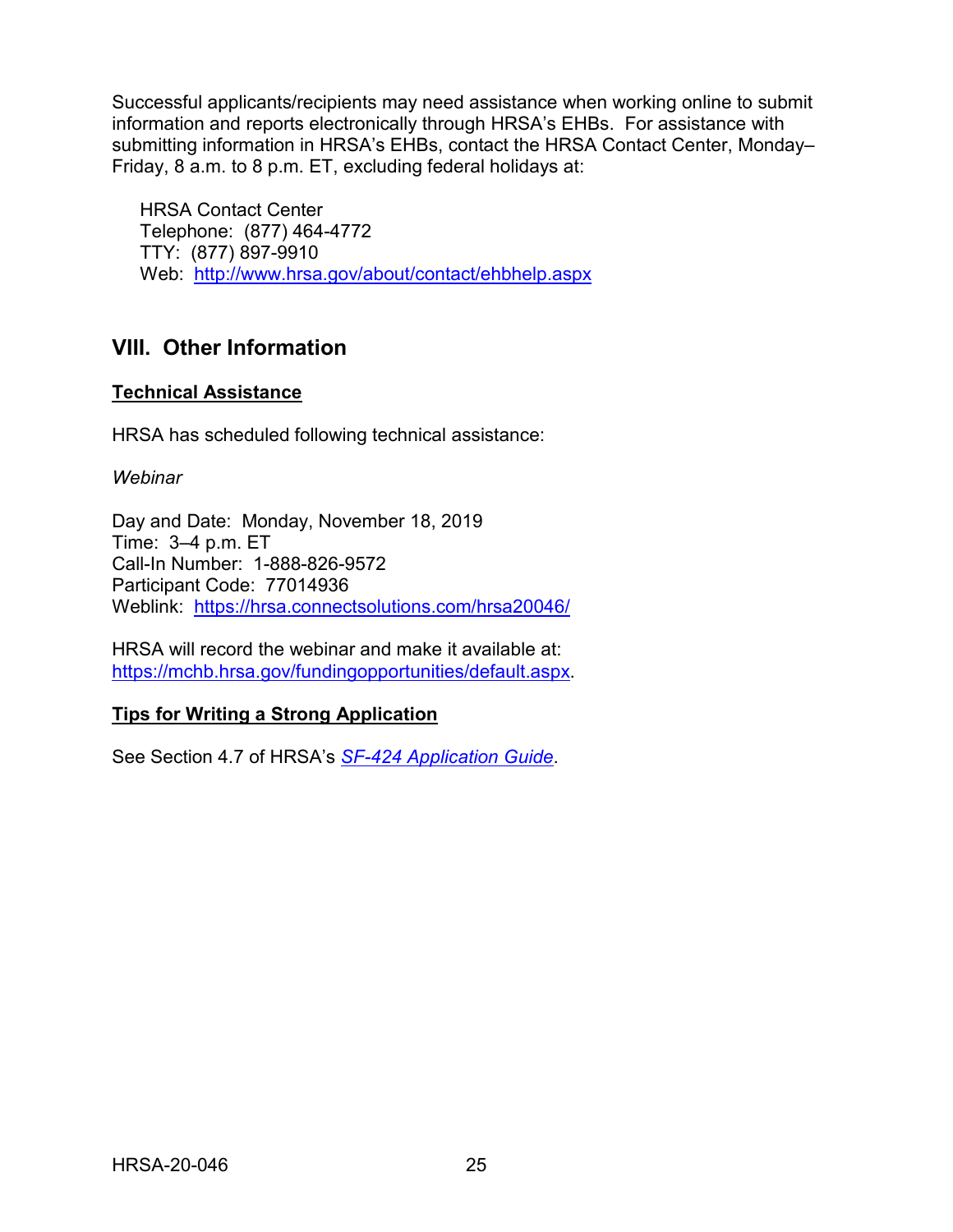Successful applicants/recipients may need assistance when working online to submit information and reports electronically through HRSA's EHBs. For assistance with submitting information in HRSA's EHBs, contact the HRSA Contact Center, Monday–Friday, 8 a.m. to 8 p.m. ET, excluding federal holidays at:

HRSA Contact Center
Telephone: (877) 464-4772
TTY: (877) 897-9910
Web: [http://www.hrsa.gov/about/contact/ehbhelp.aspx](http://www.hrsa.gov/about/contact/ehbhelp.aspx)

## VIII. Other Information

**Technical Assistance**

HRSA has scheduled following technical assistance:

*Webinar*

Day and Date: Monday, November 18, 2019
Time: 3–4 p.m. ET
Call-In Number: 1-888-826-9572
Participant Code: 77014936
Weblink: [https://hrsa.connectsolutions.com/hrsa20046/](https://hrsa.connectsolutions.com/hrsa20046/)

HRSA will record the webinar and make it available at: [https://mchb.hrsa.gov/fundingopportunities/default.aspx](https://mchb.hrsa.gov/fundingopportunities/default.aspx).

**Tips for Writing a Strong Application**

See Section 4.7 of HRSA's *SF-424 Application Guide*.